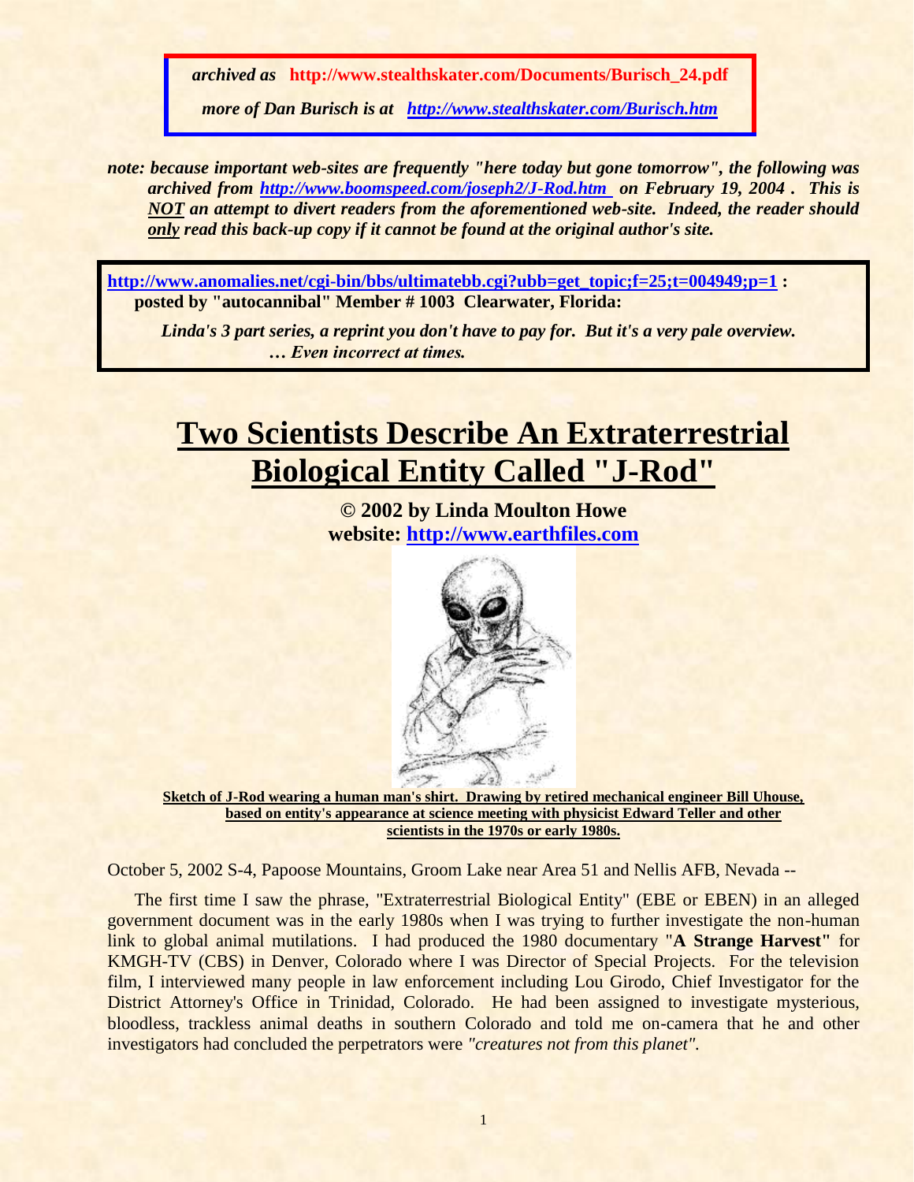*archived as* **http://www.stealthskater.com/Documents/Burisch_24.pdf**

*more of Dan Burisch is at* ***http://www.stealthskater.com/Burisch.htm***

***note: because important web-sites are frequently "here today but gone tomorrow", the following was archived from http://www.boomspeed.com/joseph2/J-Rod.htm on February 19, 2004 . This is NOT an attempt to divert readers from the aforementioned web-site. Indeed, the reader should only read this back-up copy if it cannot be found at the original author's site.***

**http://www.anomalies.net/cgi-bin/bbs/ultimatebb.cgi?ubb=get_topic;f=25;t=004949;p=1 : posted by "autocannibal" Member # 1003 Clearwater, Florida:**

***Linda's 3 part series, a reprint you don't have to pay for. But it's a very pale overview. … Even incorrect at times.***

# Two Scientists Describe An Extraterrestrial Biological Entity Called "J-Rod"

**© 2002 by Linda Moulton Howe**
**website: http://www.earthfiles.com**

**Sketch of J-Rod wearing a human man's shirt. Drawing by retired mechanical engineer Bill Uhouse, based on entity's appearance at science meeting with physicist Edward Teller and other scientists in the 1970s or early 1980s.**

October 5, 2002 S-4, Papoose Mountains, Groom Lake near Area 51 and Nellis AFB, Nevada --

The first time I saw the phrase, "Extraterrestrial Biological Entity" (EBE or EBEN) in an alleged government document was in the early 1980s when I was trying to further investigate the non-human link to global animal mutilations. I had produced the 1980 documentary "**A Strange Harvest**" for KMGH-TV (CBS) in Denver, Colorado where I was Director of Special Projects. For the television film, I interviewed many people in law enforcement including Lou Girodo, Chief Investigator for the District Attorney's Office in Trinidad, Colorado. He had been assigned to investigate mysterious, bloodless, trackless animal deaths in southern Colorado and told me on-camera that he and other investigators had concluded the perpetrators were *"creatures not from this planet"*.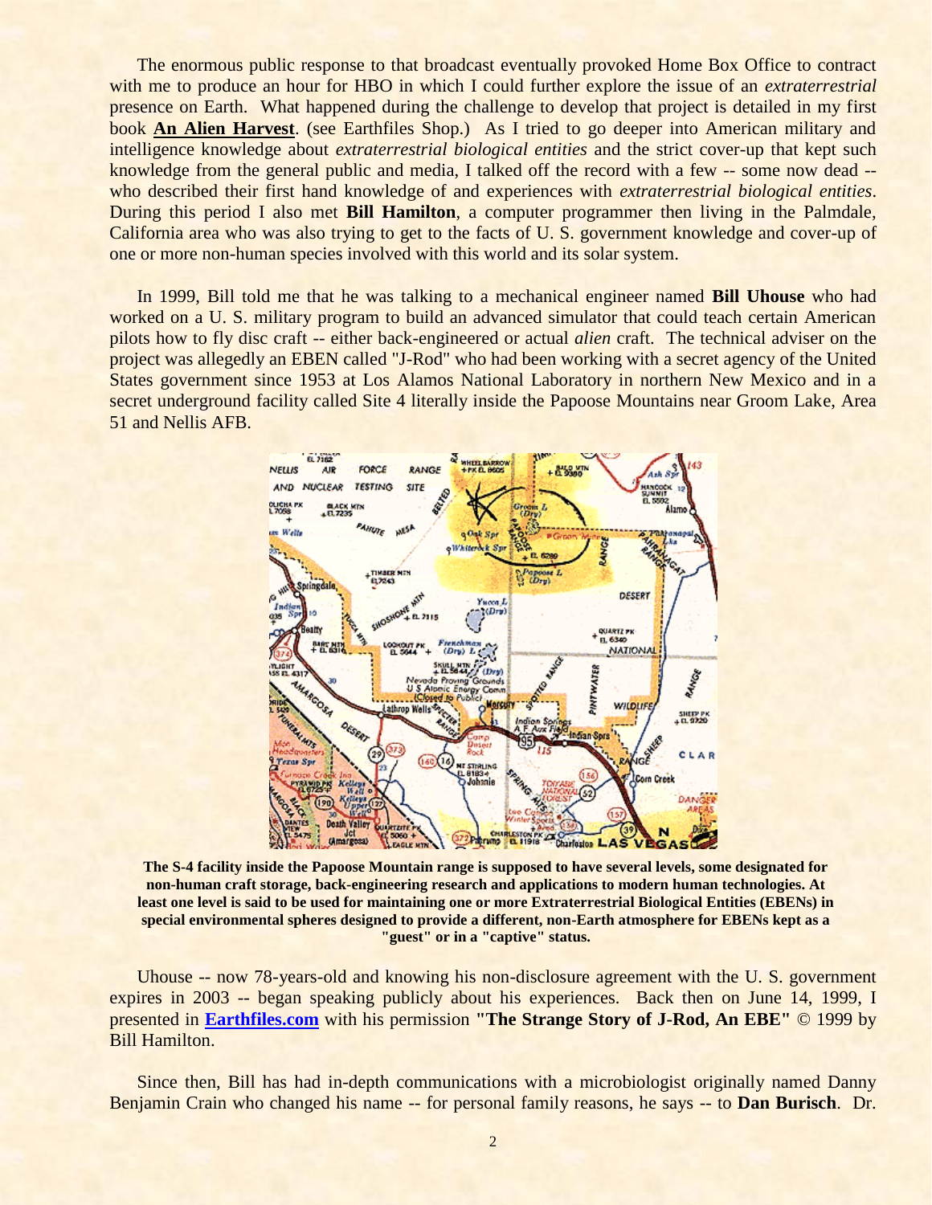The enormous public response to that broadcast eventually provoked Home Box Office to contract with me to produce an hour for HBO in which I could further explore the issue of an *extraterrestrial* presence on Earth. What happened during the challenge to develop that project is detailed in my first book **An Alien Harvest**. (see Earthfiles Shop.) As I tried to go deeper into American military and intelligence knowledge about *extraterrestrial biological entities* and the strict cover-up that kept such knowledge from the general public and media, I talked off the record with a few -- some now dead -- who described their first hand knowledge of and experiences with *extraterrestrial biological entities*. During this period I also met **Bill Hamilton**, a computer programmer then living in the Palmdale, California area who was also trying to get to the facts of U. S. government knowledge and cover-up of one or more non-human species involved with this world and its solar system.

In 1999, Bill told me that he was talking to a mechanical engineer named **Bill Uhouse** who had worked on a U. S. military program to build an advanced simulator that could teach certain American pilots how to fly disc craft -- either back-engineered or actual *alien* craft. The technical adviser on the project was allegedly an EBEN called "J-Rod" who had been working with a secret agency of the United States government since 1953 at Los Alamos National Laboratory in northern New Mexico and in a secret underground facility called Site 4 literally inside the Papoose Mountains near Groom Lake, Area 51 and Nellis AFB.

**The S-4 facility inside the Papoose Mountain range is supposed to have several levels, some designated for non-human craft storage, back-engineering research and applications to modern human technologies. At least one level is said to be used for maintaining one or more Extraterrestrial Biological Entities (EBENs) in special environmental spheres designed to provide a different, non-Earth atmosphere for EBENs kept as a "guest" or in a "captive" status.**

Uhouse -- now 78-years-old and knowing his non-disclosure agreement with the U. S. government expires in 2003 -- began speaking publicly about his experiences. Back then on June 14, 1999, I presented in **Earthfiles.com** with his permission **"The Strange Story of J-Rod, An EBE"** © 1999 by Bill Hamilton.

Since then, Bill has had in-depth communications with a microbiologist originally named Danny Benjamin Crain who changed his name -- for personal family reasons, he says -- to **Dan Burisch**. Dr.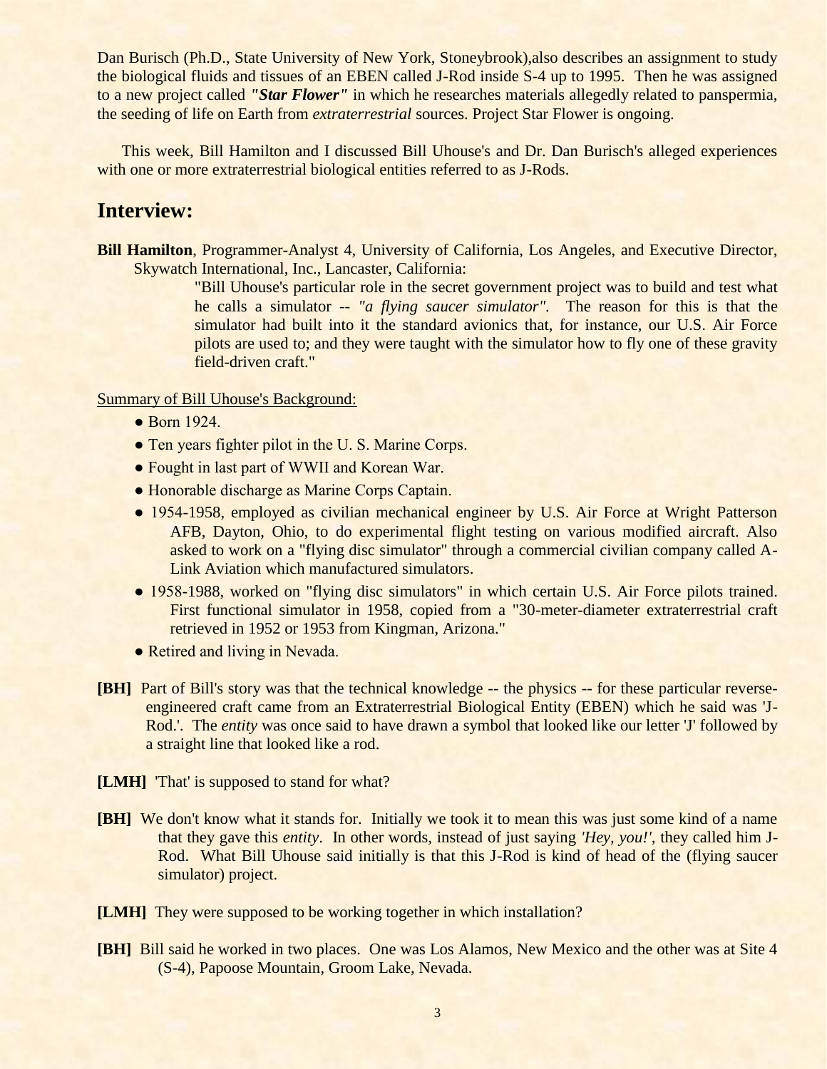Dan Burisch (Ph.D., State University of New York, Stoneybrook),also describes an assignment to study the biological fluids and tissues of an EBEN called J-Rod inside S-4 up to 1995. Then he was assigned to a new project called ***"Star Flower"*** in which he researches materials allegedly related to panspermia, the seeding of life on Earth from *extraterrestrial* sources. Project Star Flower is ongoing.

This week, Bill Hamilton and I discussed Bill Uhouse's and Dr. Dan Burisch's alleged experiences with one or more extraterrestrial biological entities referred to as J-Rods.

## Interview:

**Bill Hamilton**, Programmer-Analyst 4, University of California, Los Angeles, and Executive Director, Skywatch International, Inc., Lancaster, California:

> "Bill Uhouse's particular role in the secret government project was to build and test what he calls a simulator -- *"a flying saucer simulator"*. The reason for this is that the simulator had built into it the standard avionics that, for instance, our U.S. Air Force pilots are used to; and they were taught with the simulator how to fly one of these gravity field-driven craft."

Summary of Bill Uhouse's Background:

- Born 1924.
- Ten years fighter pilot in the U. S. Marine Corps.
- Fought in last part of WWII and Korean War.
- Honorable discharge as Marine Corps Captain.
- 1954-1958, employed as civilian mechanical engineer by U.S. Air Force at Wright Patterson AFB, Dayton, Ohio, to do experimental flight testing on various modified aircraft. Also asked to work on a "flying disc simulator" through a commercial civilian company called A-Link Aviation which manufactured simulators.
- 1958-1988, worked on "flying disc simulators" in which certain U.S. Air Force pilots trained. First functional simulator in 1958, copied from a "30-meter-diameter extraterrestrial craft retrieved in 1952 or 1953 from Kingman, Arizona."
- Retired and living in Nevada.

**[BH]** Part of Bill's story was that the technical knowledge -- the physics -- for these particular reverse-engineered craft came from an Extraterrestrial Biological Entity (EBEN) which he said was 'J-Rod.'. The *entity* was once said to have drawn a symbol that looked like our letter 'J' followed by a straight line that looked like a rod.

**[LMH]** 'That' is supposed to stand for what?

**[BH]** We don't know what it stands for. Initially we took it to mean this was just some kind of a name that they gave this *entity*. In other words, instead of just saying *'Hey, you!'*, they called him J-Rod. What Bill Uhouse said initially is that this J-Rod is kind of head of the (flying saucer simulator) project.

**[LMH]** They were supposed to be working together in which installation?

**[BH]** Bill said he worked in two places. One was Los Alamos, New Mexico and the other was at Site 4 (S-4), Papoose Mountain, Groom Lake, Nevada.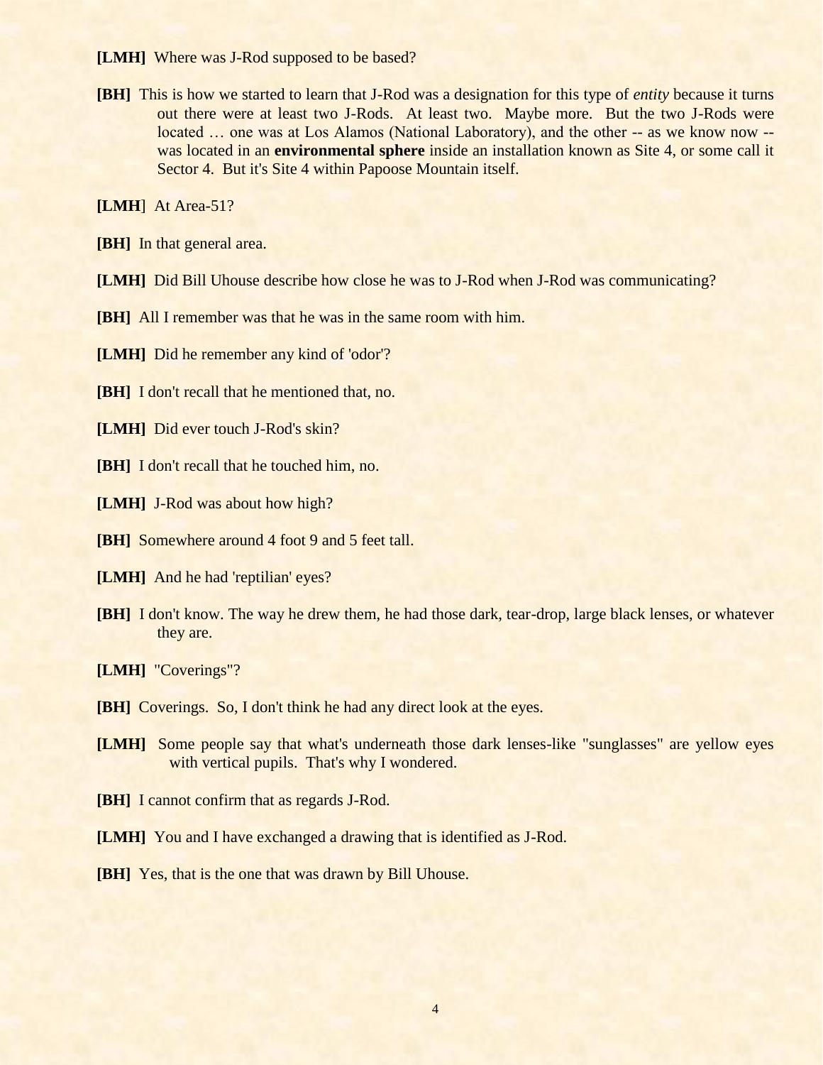**[LMH]** Where was J-Rod supposed to be based?

**[BH]** This is how we started to learn that J-Rod was a designation for this type of *entity* because it turns out there were at least two J-Rods. At least two. Maybe more. But the two J-Rods were located … one was at Los Alamos (National Laboratory), and the other -- as we know now -- was located in an **environmental sphere** inside an installation known as Site 4, or some call it Sector 4. But it's Site 4 within Papoose Mountain itself.

**[LMH**] At Area-51?

**[BH]** In that general area.

**[LMH]** Did Bill Uhouse describe how close he was to J-Rod when J-Rod was communicating?

**[BH]** All I remember was that he was in the same room with him.

**[LMH]** Did he remember any kind of 'odor'?

**[BH]** I don't recall that he mentioned that, no.

**[LMH]** Did ever touch J-Rod's skin?

**[BH]** I don't recall that he touched him, no.

**[LMH]** J-Rod was about how high?

**[BH]** Somewhere around 4 foot 9 and 5 feet tall.

**[LMH]** And he had 'reptilian' eyes?

**[BH]** I don't know. The way he drew them, he had those dark, tear-drop, large black lenses, or whatever they are.

**[LMH]** "Coverings"?

**[BH]** Coverings. So, I don't think he had any direct look at the eyes.

**[LMH]** Some people say that what's underneath those dark lenses-like "sunglasses" are yellow eyes with vertical pupils. That's why I wondered.

**[BH]** I cannot confirm that as regards J-Rod.

**[LMH]** You and I have exchanged a drawing that is identified as J-Rod.

**[BH]** Yes, that is the one that was drawn by Bill Uhouse.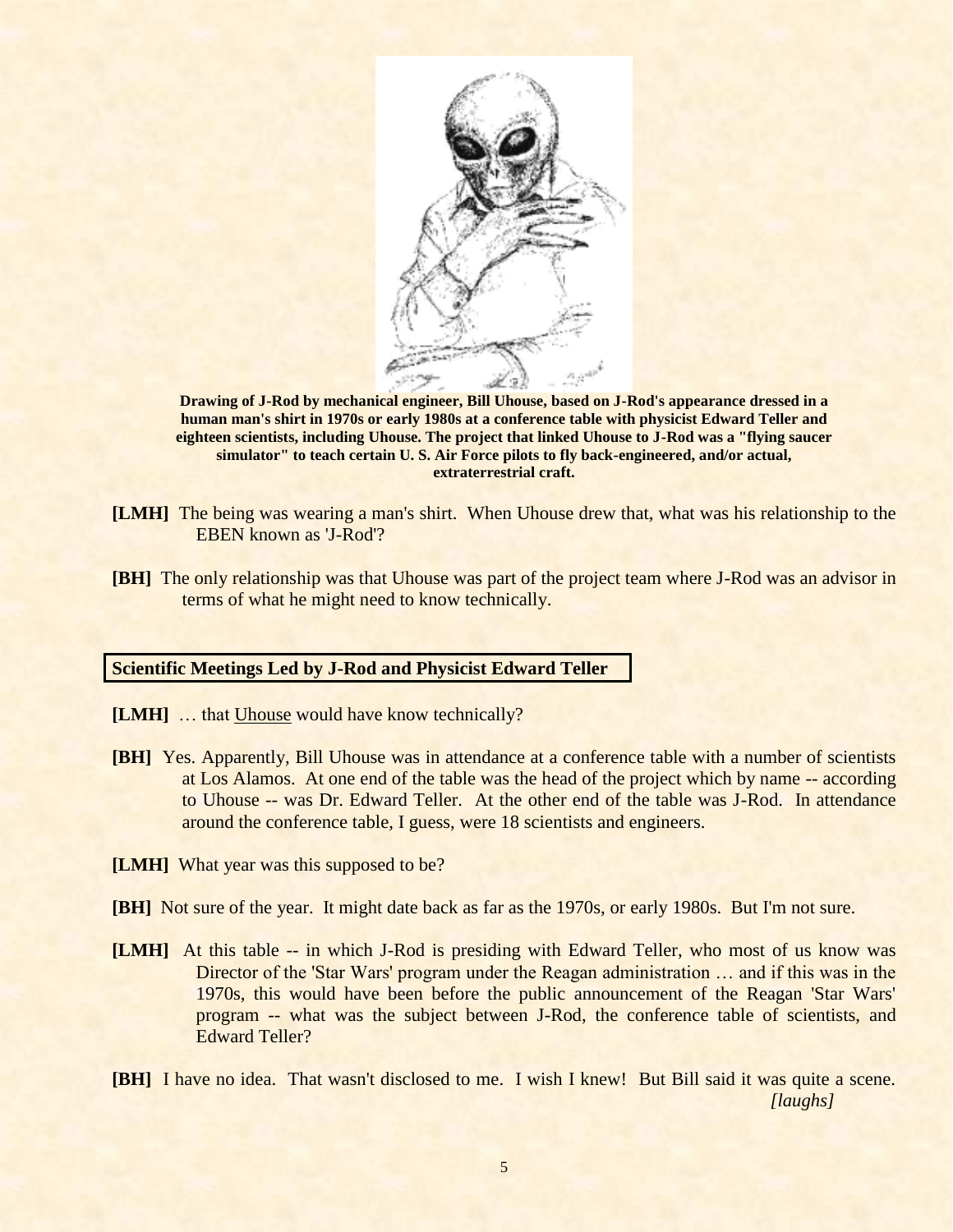**Drawing of J-Rod by mechanical engineer, Bill Uhouse, based on J-Rod's appearance dressed in a human man's shirt in 1970s or early 1980s at a conference table with physicist Edward Teller and eighteen scientists, including Uhouse. The project that linked Uhouse to J-Rod was a "flying saucer simulator" to teach certain U. S. Air Force pilots to fly back-engineered, and/or actual, extraterrestrial craft.**

**[LMH]** The being was wearing a man's shirt. When Uhouse drew that, what was his relationship to the EBEN known as 'J-Rod'?

**[BH]** The only relationship was that Uhouse was part of the project team where J-Rod was an advisor in terms of what he might need to know technically.

## Scientific Meetings Led by J-Rod and Physicist Edward Teller

**[LMH]** … that Uhouse would have know technically?

**[BH]** Yes. Apparently, Bill Uhouse was in attendance at a conference table with a number of scientists at Los Alamos. At one end of the table was the head of the project which by name -- according to Uhouse -- was Dr. Edward Teller. At the other end of the table was J-Rod. In attendance around the conference table, I guess, were 18 scientists and engineers.

**[LMH]** What year was this supposed to be?

**[BH]** Not sure of the year. It might date back as far as the 1970s, or early 1980s. But I'm not sure.

**[LMH]** At this table -- in which J-Rod is presiding with Edward Teller, who most of us know was Director of the 'Star Wars' program under the Reagan administration … and if this was in the 1970s, this would have been before the public announcement of the Reagan 'Star Wars' program -- what was the subject between J-Rod, the conference table of scientists, and Edward Teller?

**[BH]** I have no idea. That wasn't disclosed to me. I wish I knew! But Bill said it was quite a scene. *[laughs]*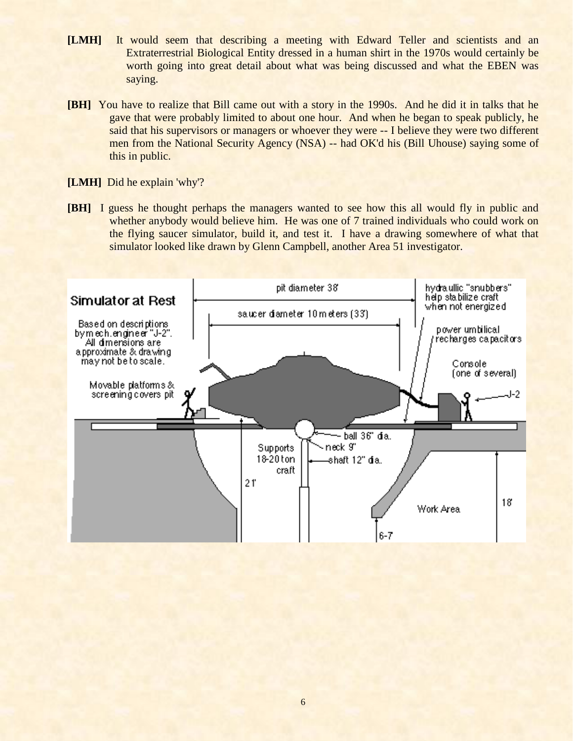**[LMH]** It would seem that describing a meeting with Edward Teller and scientists and an Extraterrestrial Biological Entity dressed in a human shirt in the 1970s would certainly be worth going into great detail about what was being discussed and what the EBEN was saying.

**[BH]** You have to realize that Bill came out with a story in the 1990s. And he did it in talks that he gave that were probably limited to about one hour. And when he began to speak publicly, he said that his supervisors or managers or whoever they were -- I believe they were two different men from the National Security Agency (NSA) -- had OK'd his (Bill Uhouse) saying some of this in public.

**[LMH]** Did he explain 'why'?

**[BH]** I guess he thought perhaps the managers wanted to see how this all would fly in public and whether anybody would believe him. He was one of 7 trained individuals who could work on the flying saucer simulator, build it, and test it. I have a drawing somewhere of what that simulator looked like drawn by Glenn Campbell, another Area 51 investigator.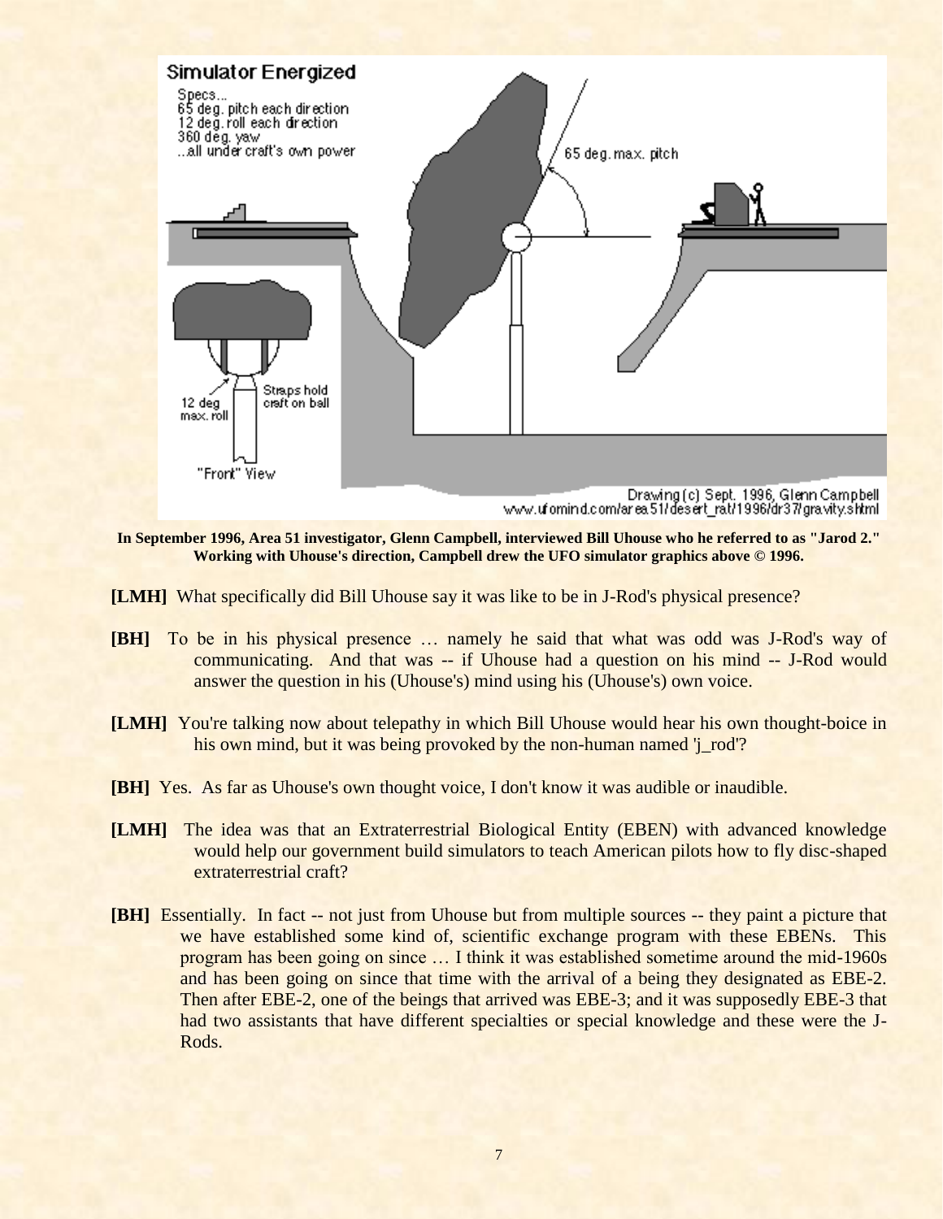**In September 1996, Area 51 investigator, Glenn Campbell, interviewed Bill Uhouse who he referred to as "Jarod 2." Working with Uhouse's direction, Campbell drew the UFO simulator graphics above © 1996.**

**[LMH]** What specifically did Bill Uhouse say it was like to be in J-Rod's physical presence?

**[BH]** To be in his physical presence … namely he said that what was odd was J-Rod's way of communicating. And that was -- if Uhouse had a question on his mind -- J-Rod would answer the question in his (Uhouse's) mind using his (Uhouse's) own voice.

**[LMH]** You're talking now about telepathy in which Bill Uhouse would hear his own thought-boice in his own mind, but it was being provoked by the non-human named 'j_rod'?

**[BH]** Yes. As far as Uhouse's own thought voice, I don't know it was audible or inaudible.

**[LMH]** The idea was that an Extraterrestrial Biological Entity (EBEN) with advanced knowledge would help our government build simulators to teach American pilots how to fly disc-shaped extraterrestrial craft?

**[BH]** Essentially. In fact -- not just from Uhouse but from multiple sources -- they paint a picture that we have established some kind of, scientific exchange program with these EBENs. This program has been going on since … I think it was established sometime around the mid-1960s and has been going on since that time with the arrival of a being they designated as EBE-2. Then after EBE-2, one of the beings that arrived was EBE-3; and it was supposedly EBE-3 that had two assistants that have different specialties or special knowledge and these were the J-Rods.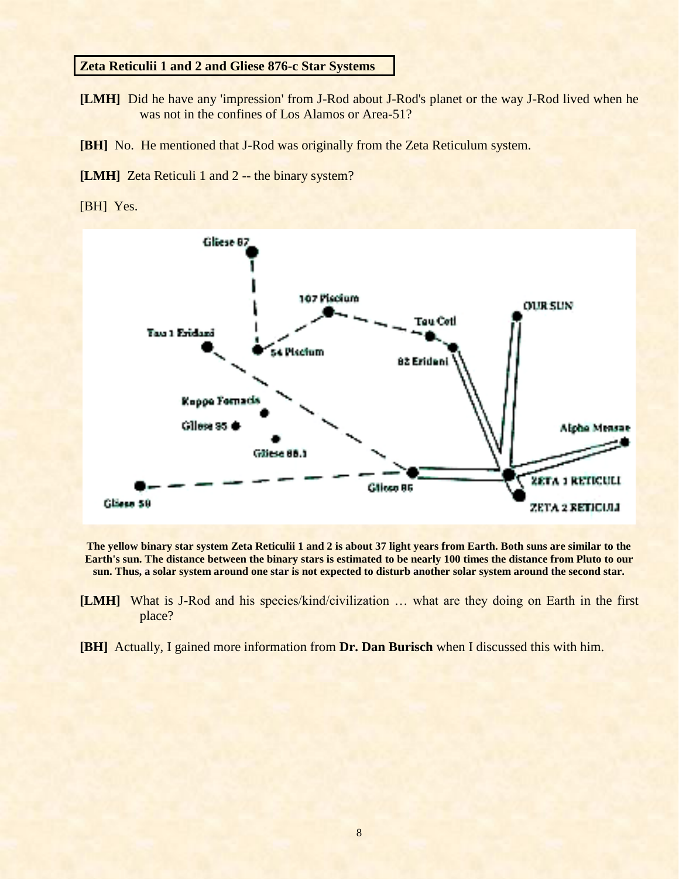**Zeta Reticulii 1 and 2 and Gliese 876-c Star Systems**

**[LMH]** Did he have any 'impression' from J-Rod about J-Rod's planet or the way J-Rod lived when he was not in the confines of Los Alamos or Area-51?

**[BH]** No. He mentioned that J-Rod was originally from the Zeta Reticulum system.

**[LMH]** Zeta Reticuli 1 and 2 -- the binary system?

[BH] Yes.

**The yellow binary star system Zeta Reticulii 1 and 2 is about 37 light years from Earth. Both suns are similar to the Earth's sun. The distance between the binary stars is estimated to be nearly 100 times the distance from Pluto to our sun. Thus, a solar system around one star is not expected to disturb another solar system around the second star.**

**[LMH]** What is J-Rod and his species/kind/civilization … what are they doing on Earth in the first place?

**[BH]** Actually, I gained more information from **Dr. Dan Burisch** when I discussed this with him.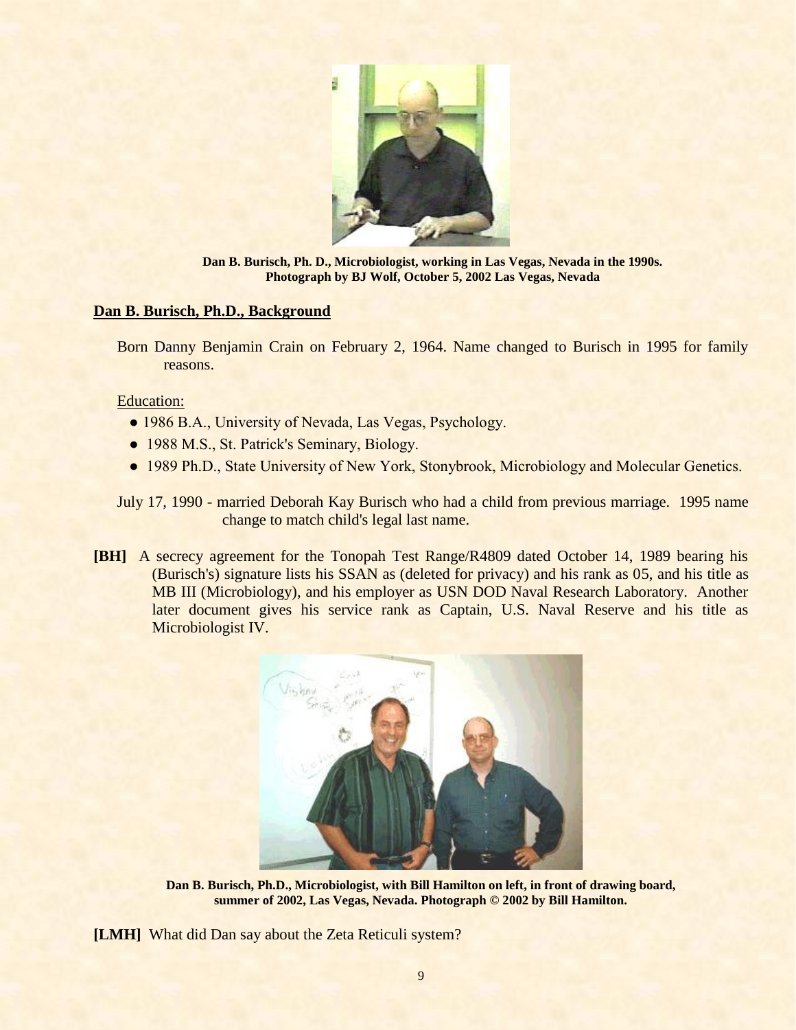Dan B. Burisch, Ph. D., Microbiologist, working in Las Vegas, Nevada in the 1990s.
Photograph by BJ Wolf, October 5, 2002 Las Vegas, Nevada

**Dan B. Burisch, Ph.D., Background**

Born Danny Benjamin Crain on February 2, 1964. Name changed to Burisch in 1995 for family reasons.

Education:

- 1986 B.A., University of Nevada, Las Vegas, Psychology.
- 1988 M.S., St. Patrick's Seminary, Biology.
- 1989 Ph.D., State University of New York, Stonybrook, Microbiology and Molecular Genetics.

July 17, 1990 - married Deborah Kay Burisch who had a child from previous marriage. 1995 name change to match child's legal last name.

**[BH]** A secrecy agreement for the Tonopah Test Range/R4809 dated October 14, 1989 bearing his (Burisch's) signature lists his SSAN as (deleted for privacy) and his rank as 05, and his title as MB III (Microbiology), and his employer as USN DOD Naval Research Laboratory. Another later document gives his service rank as Captain, U.S. Naval Reserve and his title as Microbiologist IV.

Dan B. Burisch, Ph.D., Microbiologist, with Bill Hamilton on left, in front of drawing board, summer of 2002, Las Vegas, Nevada. Photograph © 2002 by Bill Hamilton.

**[LMH]** What did Dan say about the Zeta Reticuli system?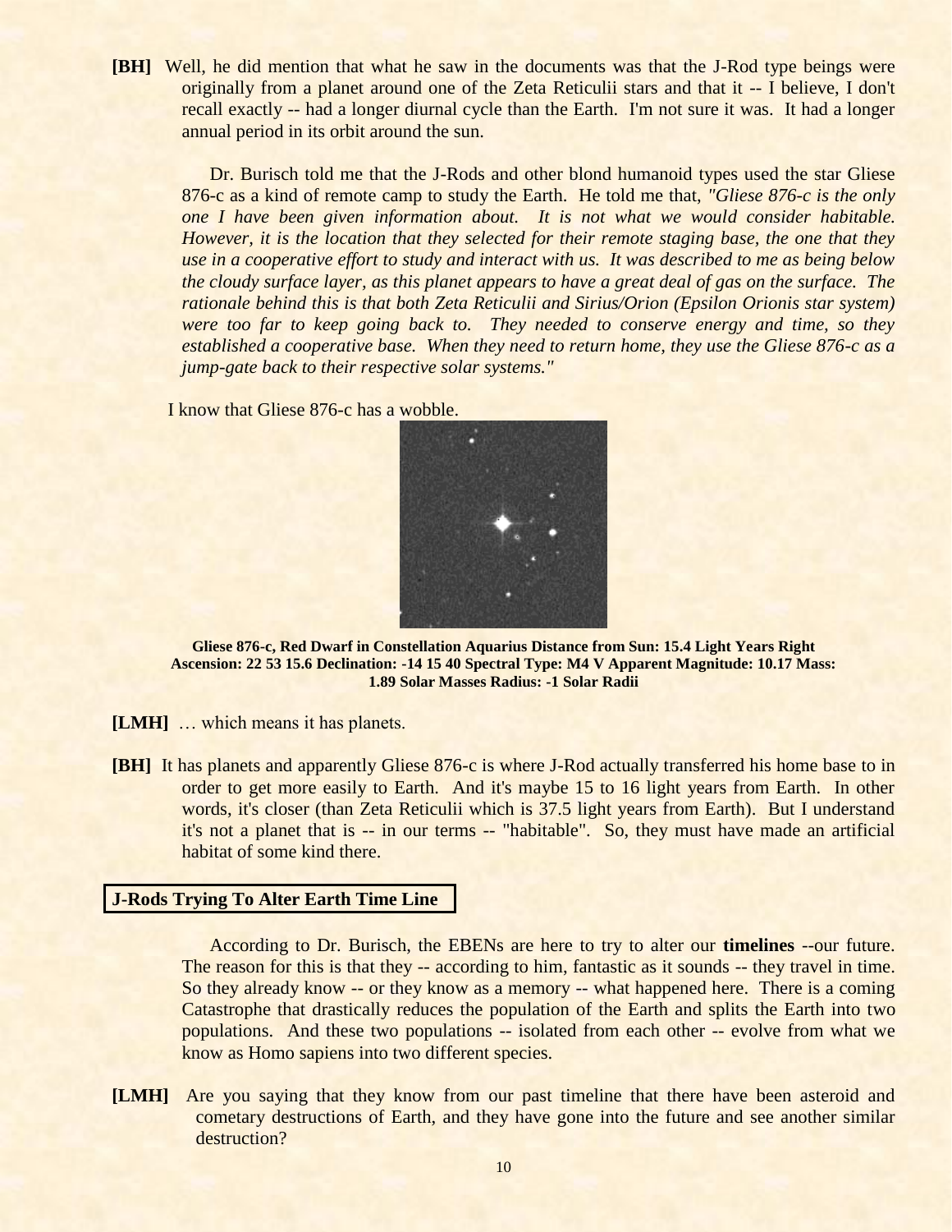**[BH]** Well, he did mention that what he saw in the documents was that the J-Rod type beings were originally from a planet around one of the Zeta Reticulii stars and that it -- I believe, I don't recall exactly -- had a longer diurnal cycle than the Earth. I'm not sure it was. It had a longer annual period in its orbit around the sun.

Dr. Burisch told me that the J-Rods and other blond humanoid types used the star Gliese 876-c as a kind of remote camp to study the Earth. He told me that, *"Gliese 876-c is the only one I have been given information about. It is not what we would consider habitable. However, it is the location that they selected for their remote staging base, the one that they use in a cooperative effort to study and interact with us. It was described to me as being below the cloudy surface layer, as this planet appears to have a great deal of gas on the surface. The rationale behind this is that both Zeta Reticulii and Sirius/Orion (Epsilon Orionis star system) were too far to keep going back to. They needed to conserve energy and time, so they established a cooperative base. When they need to return home, they use the Gliese 876-c as a jump-gate back to their respective solar systems."*

I know that Gliese 876-c has a wobble.

**Gliese 876-c, Red Dwarf in Constellation Aquarius Distance from Sun: 15.4 Light Years Right Ascension: 22 53 15.6 Declination: -14 15 40 Spectral Type: M4 V Apparent Magnitude: 10.17 Mass: 1.89 Solar Masses Radius: -1 Solar Radii**

**[LMH]** … which means it has planets.

**[BH]** It has planets and apparently Gliese 876-c is where J-Rod actually transferred his home base to in order to get more easily to Earth. And it's maybe 15 to 16 light years from Earth. In other words, it's closer (than Zeta Reticulii which is 37.5 light years from Earth). But I understand it's not a planet that is -- in our terms -- "habitable". So, they must have made an artificial habitat of some kind there.

## J-Rods Trying To Alter Earth Time Line

According to Dr. Burisch, the EBENs are here to try to alter our **timelines** --our future. The reason for this is that they -- according to him, fantastic as it sounds -- they travel in time. So they already know -- or they know as a memory -- what happened here. There is a coming Catastrophe that drastically reduces the population of the Earth and splits the Earth into two populations. And these two populations -- isolated from each other -- evolve from what we know as Homo sapiens into two different species.

**[LMH]** Are you saying that they know from our past timeline that there have been asteroid and cometary destructions of Earth, and they have gone into the future and see another similar destruction?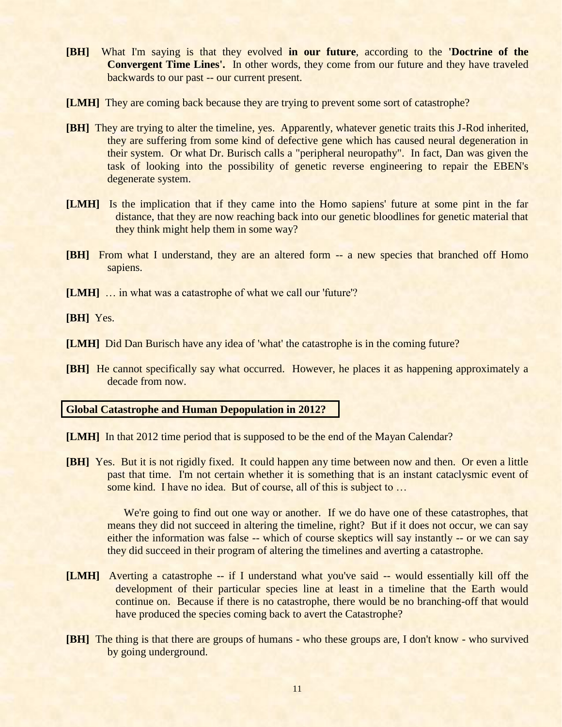**[BH]** What I'm saying is that they evolved **in our future**, according to the **'Doctrine of the Convergent Time Lines'.** In other words, they come from our future and they have traveled backwards to our past -- our current present.

**[LMH]** They are coming back because they are trying to prevent some sort of catastrophe?

**[BH]** They are trying to alter the timeline, yes. Apparently, whatever genetic traits this J-Rod inherited, they are suffering from some kind of defective gene which has caused neural degeneration in their system. Or what Dr. Burisch calls a "peripheral neuropathy". In fact, Dan was given the task of looking into the possibility of genetic reverse engineering to repair the EBEN's degenerate system.

**[LMH]** Is the implication that if they came into the Homo sapiens' future at some pint in the far distance, that they are now reaching back into our genetic bloodlines for genetic material that they think might help them in some way?

**[BH]** From what I understand, they are an altered form -- a new species that branched off Homo sapiens.

**[LMH]** … in what was a catastrophe of what we call our 'future'?

**[BH]** Yes.

**[LMH]** Did Dan Burisch have any idea of 'what' the catastrophe is in the coming future?

**[BH]** He cannot specifically say what occurred. However, he places it as happening approximately a decade from now.

**Global Catastrophe and Human Depopulation in 2012?**

**[LMH]** In that 2012 time period that is supposed to be the end of the Mayan Calendar?

**[BH]** Yes. But it is not rigidly fixed. It could happen any time between now and then. Or even a little past that time. I'm not certain whether it is something that is an instant cataclysmic event of some kind. I have no idea. But of course, all of this is subject to …

We're going to find out one way or another. If we do have one of these catastrophes, that means they did not succeed in altering the timeline, right? But if it does not occur, we can say either the information was false -- which of course skeptics will say instantly -- or we can say they did succeed in their program of altering the timelines and averting a catastrophe.

**[LMH]** Averting a catastrophe -- if I understand what you've said -- would essentially kill off the development of their particular species line at least in a timeline that the Earth would continue on. Because if there is no catastrophe, there would be no branching-off that would have produced the species coming back to avert the Catastrophe?

**[BH]** The thing is that there are groups of humans - who these groups are, I don't know - who survived by going underground.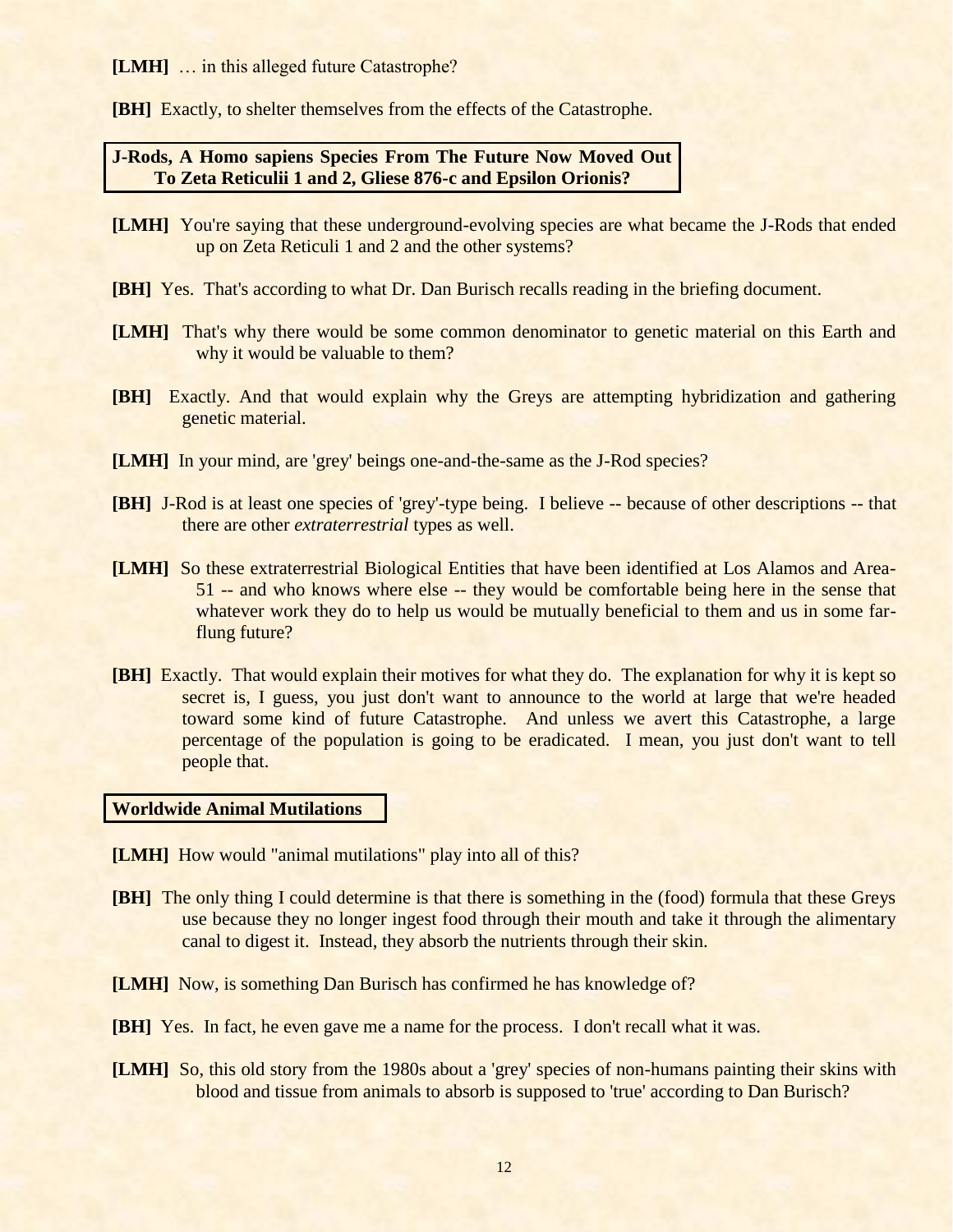**[LMH]** … in this alleged future Catastrophe?

**[BH]** Exactly, to shelter themselves from the effects of the Catastrophe.

**J-Rods, A Homo sapiens Species From The Future Now Moved Out To Zeta Reticulii 1 and 2, Gliese 876-c and Epsilon Orionis?**

**[LMH]** You're saying that these underground-evolving species are what became the J-Rods that ended up on Zeta Reticuli 1 and 2 and the other systems?

**[BH]** Yes. That's according to what Dr. Dan Burisch recalls reading in the briefing document.

**[LMH]** That's why there would be some common denominator to genetic material on this Earth and why it would be valuable to them?

**[BH]** Exactly. And that would explain why the Greys are attempting hybridization and gathering genetic material.

**[LMH]** In your mind, are 'grey' beings one-and-the-same as the J-Rod species?

**[BH]** J-Rod is at least one species of 'grey'-type being. I believe -- because of other descriptions -- that there are other *extraterrestrial* types as well.

**[LMH]** So these extraterrestrial Biological Entities that have been identified at Los Alamos and Area-51 -- and who knows where else -- they would be comfortable being here in the sense that whatever work they do to help us would be mutually beneficial to them and us in some far-flung future?

**[BH]** Exactly. That would explain their motives for what they do. The explanation for why it is kept so secret is, I guess, you just don't want to announce to the world at large that we're headed toward some kind of future Catastrophe. And unless we avert this Catastrophe, a large percentage of the population is going to be eradicated. I mean, you just don't want to tell people that.

**Worldwide Animal Mutilations**

**[LMH]** How would "animal mutilations" play into all of this?

**[BH]** The only thing I could determine is that there is something in the (food) formula that these Greys use because they no longer ingest food through their mouth and take it through the alimentary canal to digest it. Instead, they absorb the nutrients through their skin.

**[LMH]** Now, is something Dan Burisch has confirmed he has knowledge of?

**[BH]** Yes. In fact, he even gave me a name for the process. I don't recall what it was.

**[LMH]** So, this old story from the 1980s about a 'grey' species of non-humans painting their skins with blood and tissue from animals to absorb is supposed to 'true' according to Dan Burisch?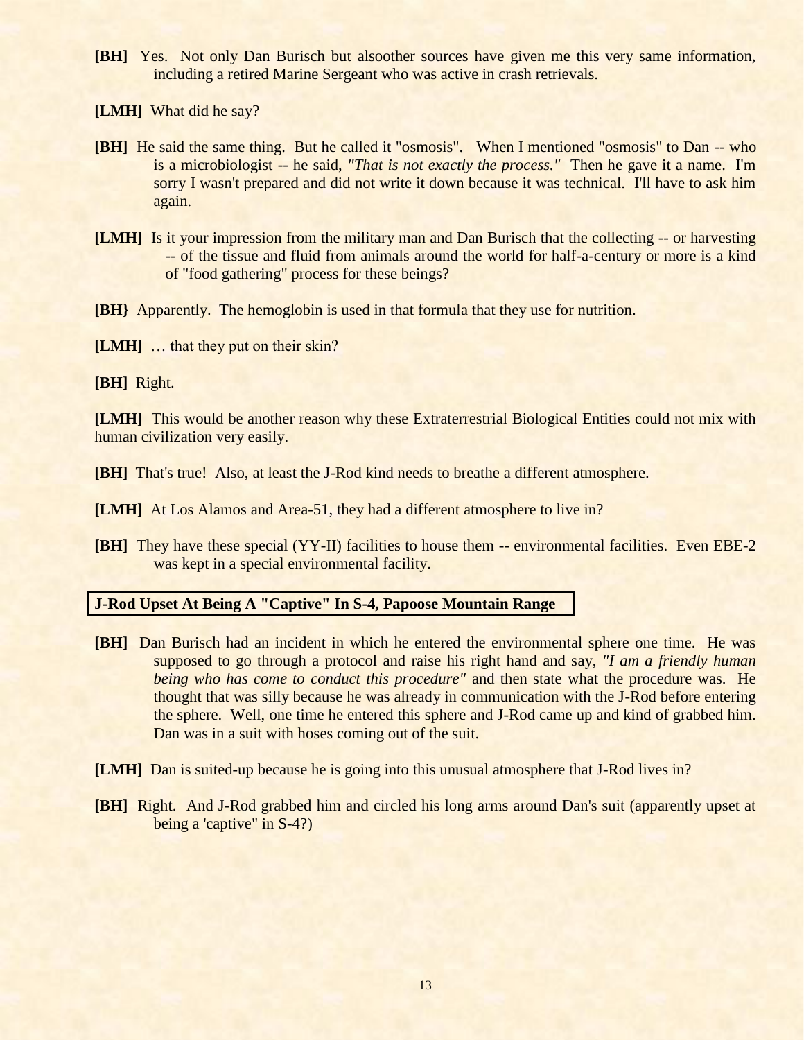**[BH]** Yes. Not only Dan Burisch but alsoother sources have given me this very same information, including a retired Marine Sergeant who was active in crash retrievals.

**[LMH]** What did he say?

**[BH]** He said the same thing. But he called it "osmosis". When I mentioned "osmosis" to Dan -- who is a microbiologist -- he said, *"That is not exactly the process."* Then he gave it a name. I'm sorry I wasn't prepared and did not write it down because it was technical. I'll have to ask him again.

**[LMH]** Is it your impression from the military man and Dan Burisch that the collecting -- or harvesting -- of the tissue and fluid from animals around the world for half-a-century or more is a kind of "food gathering" process for these beings?

**[BH}** Apparently. The hemoglobin is used in that formula that they use for nutrition.

**[LMH]** … that they put on their skin?

**[BH]** Right.

**[LMH]** This would be another reason why these Extraterrestrial Biological Entities could not mix with human civilization very easily.

**[BH]** That's true! Also, at least the J-Rod kind needs to breathe a different atmosphere.

**[LMH]** At Los Alamos and Area-51, they had a different atmosphere to live in?

**[BH]** They have these special (YY-II) facilities to house them -- environmental facilities. Even EBE-2 was kept in a special environmental facility.

### J-Rod Upset At Being A "Captive" In S-4, Papoose Mountain Range

**[BH]** Dan Burisch had an incident in which he entered the environmental sphere one time. He was supposed to go through a protocol and raise his right hand and say, *"I am a friendly human being who has come to conduct this procedure"* and then state what the procedure was. He thought that was silly because he was already in communication with the J-Rod before entering the sphere. Well, one time he entered this sphere and J-Rod came up and kind of grabbed him. Dan was in a suit with hoses coming out of the suit.

**[LMH]** Dan is suited-up because he is going into this unusual atmosphere that J-Rod lives in?

**[BH]** Right. And J-Rod grabbed him and circled his long arms around Dan's suit (apparently upset at being a 'captive" in S-4?)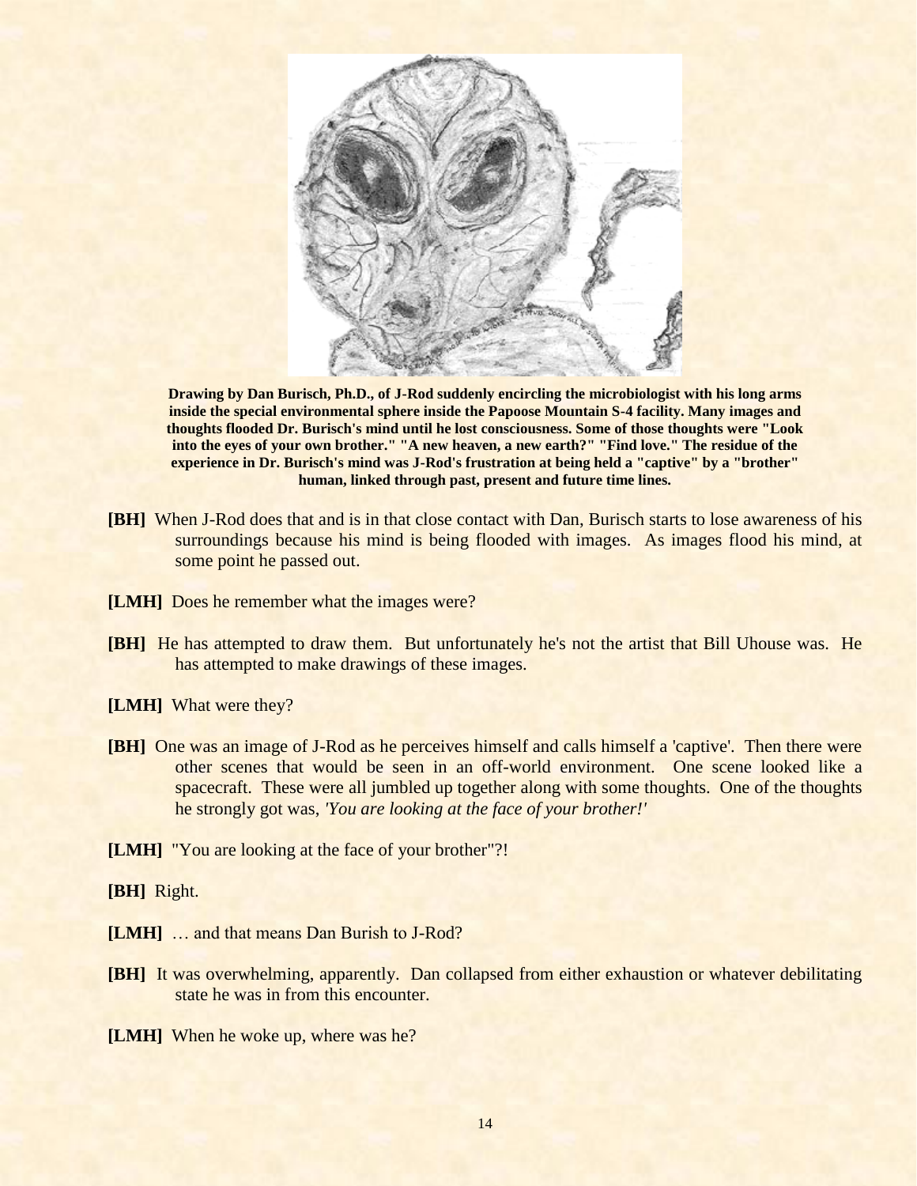**Drawing by Dan Burisch, Ph.D., of J-Rod suddenly encircling the microbiologist with his long arms inside the special environmental sphere inside the Papoose Mountain S-4 facility. Many images and thoughts flooded Dr. Burisch's mind until he lost consciousness. Some of those thoughts were "Look into the eyes of your own brother." "A new heaven, a new earth?" "Find love." The residue of the experience in Dr. Burisch's mind was J-Rod's frustration at being held a "captive" by a "brother" human, linked through past, present and future time lines.**

**[BH]** When J-Rod does that and is in that close contact with Dan, Burisch starts to lose awareness of his surroundings because his mind is being flooded with images. As images flood his mind, at some point he passed out.

**[LMH]** Does he remember what the images were?

**[BH]** He has attempted to draw them. But unfortunately he's not the artist that Bill Uhouse was. He has attempted to make drawings of these images.

**[LMH]** What were they?

**[BH]** One was an image of J-Rod as he perceives himself and calls himself a 'captive'. Then there were other scenes that would be seen in an off-world environment. One scene looked like a spacecraft. These were all jumbled up together along with some thoughts. One of the thoughts he strongly got was, *'You are looking at the face of your brother!'*

**[LMH]** "You are looking at the face of your brother"?!

**[BH]** Right.

**[LMH]** … and that means Dan Burish to J-Rod?

**[BH]** It was overwhelming, apparently. Dan collapsed from either exhaustion or whatever debilitating state he was in from this encounter.

**[LMH]** When he woke up, where was he?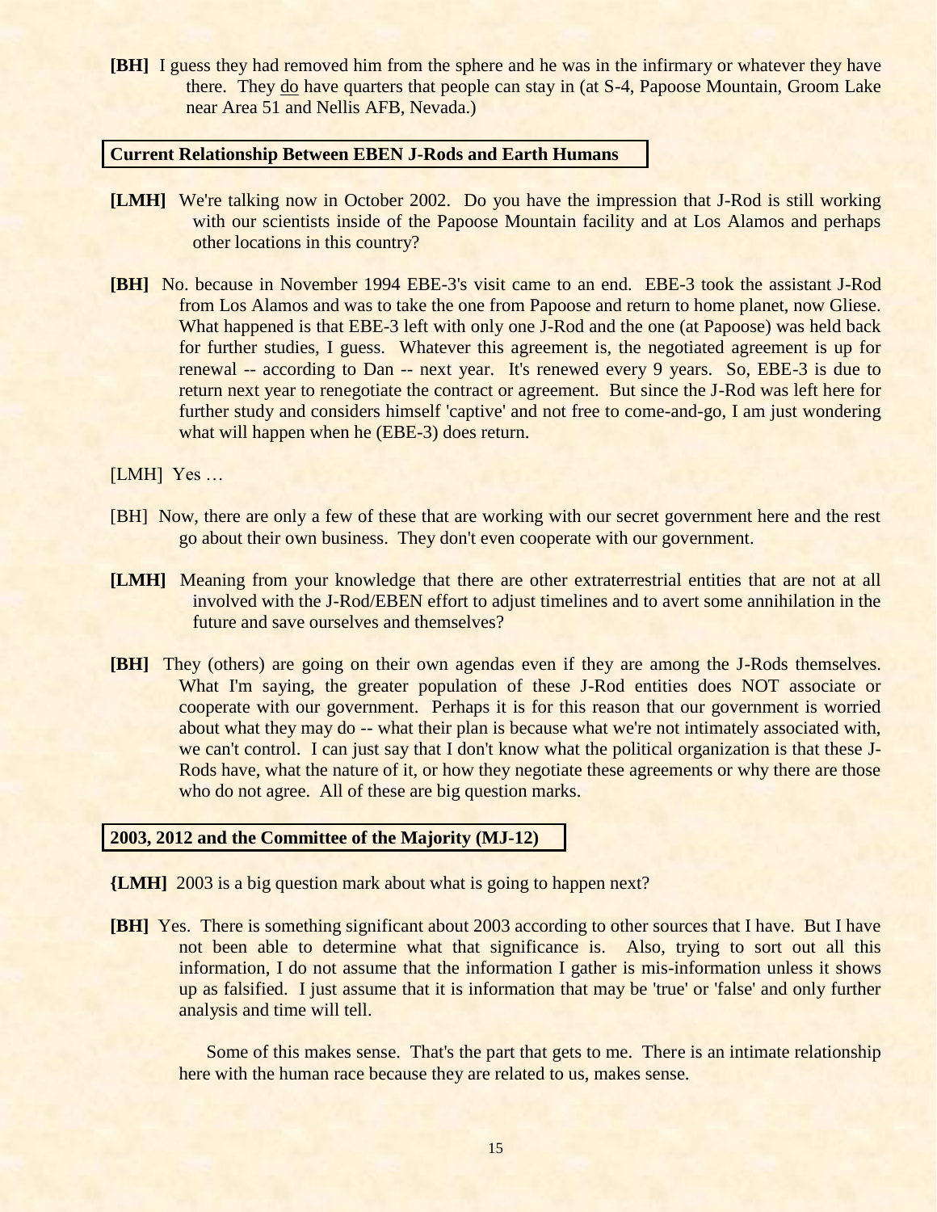**[BH]** I guess they had removed him from the sphere and he was in the infirmary or whatever they have there. They <u>do</u> have quarters that people can stay in (at S-4, Papoose Mountain, Groom Lake near Area 51 and Nellis AFB, Nevada.)

## Current Relationship Between EBEN J-Rods and Earth Humans

**[LMH]** We're talking now in October 2002. Do you have the impression that J-Rod is still working with our scientists inside of the Papoose Mountain facility and at Los Alamos and perhaps other locations in this country?

**[BH]** No. because in November 1994 EBE-3's visit came to an end. EBE-3 took the assistant J-Rod from Los Alamos and was to take the one from Papoose and return to home planet, now Gliese. What happened is that EBE-3 left with only one J-Rod and the one (at Papoose) was held back for further studies, I guess. Whatever this agreement is, the negotiated agreement is up for renewal -- according to Dan -- next year. It's renewed every 9 years. So, EBE-3 is due to return next year to renegotiate the contract or agreement. But since the J-Rod was left here for further study and considers himself 'captive' and not free to come-and-go, I am just wondering what will happen when he (EBE-3) does return.

[LMH] Yes …

[BH] Now, there are only a few of these that are working with our secret government here and the rest go about their own business. They don't even cooperate with our government.

**[LMH]** Meaning from your knowledge that there are other extraterrestrial entities that are not at all involved with the J-Rod/EBEN effort to adjust timelines and to avert some annihilation in the future and save ourselves and themselves?

**[BH]** They (others) are going on their own agendas even if they are among the J-Rods themselves. What I'm saying, the greater population of these J-Rod entities does NOT associate or cooperate with our government. Perhaps it is for this reason that our government is worried about what they may do -- what their plan is because what we're not intimately associated with, we can't control. I can just say that I don't know what the political organization is that these J-Rods have, what the nature of it, or how they negotiate these agreements or why there are those who do not agree. All of these are big question marks.

## 2003, 2012 and the Committee of the Majority (MJ-12)

**{LMH]** 2003 is a big question mark about what is going to happen next?

**[BH]** Yes. There is something significant about 2003 according to other sources that I have. But I have not been able to determine what that significance is. Also, trying to sort out all this information, I do not assume that the information I gather is mis-information unless it shows up as falsified. I just assume that it is information that may be 'true' or 'false' and only further analysis and time will tell.

Some of this makes sense. That's the part that gets to me. There is an intimate relationship here with the human race because they are related to us, makes sense.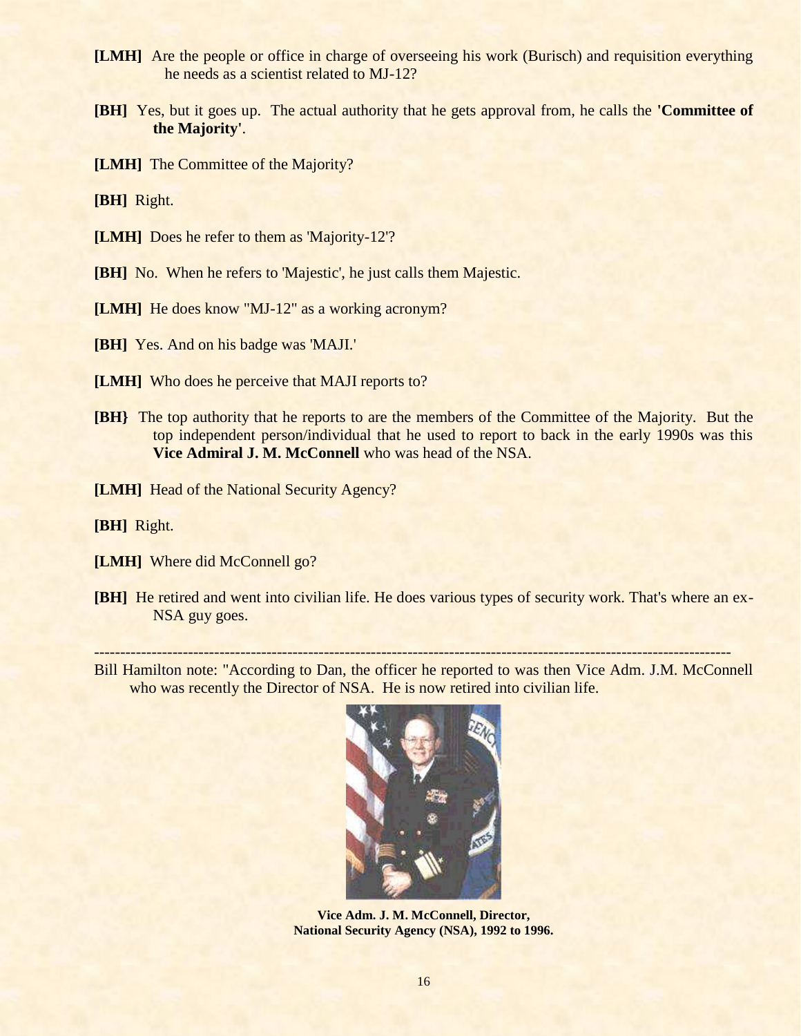**[LMH]** Are the people or office in charge of overseeing his work (Burisch) and requisition everything he needs as a scientist related to MJ-12?

**[BH]** Yes, but it goes up. The actual authority that he gets approval from, he calls the **'Committee of the Majority'**.

**[LMH]** The Committee of the Majority?

**[BH]** Right.

**[LMH]** Does he refer to them as 'Majority-12'?

**[BH]** No. When he refers to 'Majestic', he just calls them Majestic.

**[LMH]** He does know "MJ-12" as a working acronym?

**[BH]** Yes. And on his badge was 'MAJI.'

**[LMH]** Who does he perceive that MAJI reports to?

**[BH}** The top authority that he reports to are the members of the Committee of the Majority. But the top independent person/individual that he used to report to back in the early 1990s was this **Vice Admiral J. M. McConnell** who was head of the NSA.

**[LMH]** Head of the National Security Agency?

**[BH]** Right.

**[LMH]** Where did McConnell go?

**[BH]** He retired and went into civilian life. He does various types of security work. That's where an ex-NSA guy goes.

---

Bill Hamilton note: "According to Dan, the officer he reported to was then Vice Adm. J.M. McConnell who was recently the Director of NSA. He is now retired into civilian life.

**Vice Adm. J. M. McConnell, Director, National Security Agency (NSA), 1992 to 1996.**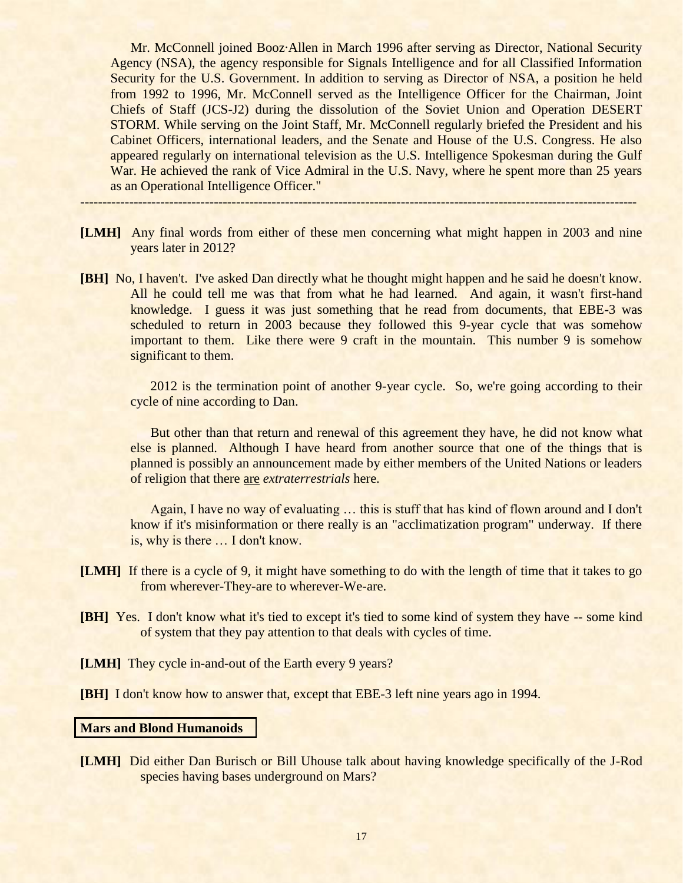Mr. McConnell joined Booz·Allen in March 1996 after serving as Director, National Security Agency (NSA), the agency responsible for Signals Intelligence and for all Classified Information Security for the U.S. Government. In addition to serving as Director of NSA, a position he held from 1992 to 1996, Mr. McConnell served as the Intelligence Officer for the Chairman, Joint Chiefs of Staff (JCS-J2) during the dissolution of the Soviet Union and Operation DESERT STORM. While serving on the Joint Staff, Mr. McConnell regularly briefed the President and his Cabinet Officers, international leaders, and the Senate and House of the U.S. Congress. He also appeared regularly on international television as the U.S. Intelligence Spokesman during the Gulf War. He achieved the rank of Vice Admiral in the U.S. Navy, where he spent more than 25 years as an Operational Intelligence Officer."

---

**[LMH]** Any final words from either of these men concerning what might happen in 2003 and nine years later in 2012?

**[BH]** No, I haven't. I've asked Dan directly what he thought might happen and he said he doesn't know. All he could tell me was that from what he had learned. And again, it wasn't first-hand knowledge. I guess it was just something that he read from documents, that EBE-3 was scheduled to return in 2003 because they followed this 9-year cycle that was somehow important to them. Like there were 9 craft in the mountain. This number 9 is somehow significant to them.

2012 is the termination point of another 9-year cycle. So, we're going according to their cycle of nine according to Dan.

But other than that return and renewal of this agreement they have, he did not know what else is planned. Although I have heard from another source that one of the things that is planned is possibly an announcement made by either members of the United Nations or leaders of religion that there <u>are</u> *extraterrestrials* here.

Again, I have no way of evaluating … this is stuff that has kind of flown around and I don't know if it's misinformation or there really is an "acclimatization program" underway. If there is, why is there … I don't know.

**[LMH]** If there is a cycle of 9, it might have something to do with the length of time that it takes to go from wherever-They-are to wherever-We-are.

**[BH]** Yes. I don't know what it's tied to except it's tied to some kind of system they have -- some kind of system that they pay attention to that deals with cycles of time.

**[LMH]** They cycle in-and-out of the Earth every 9 years?

**[BH]** I don't know how to answer that, except that EBE-3 left nine years ago in 1994.

**Mars and Blond Humanoids**

**[LMH]** Did either Dan Burisch or Bill Uhouse talk about having knowledge specifically of the J-Rod species having bases underground on Mars?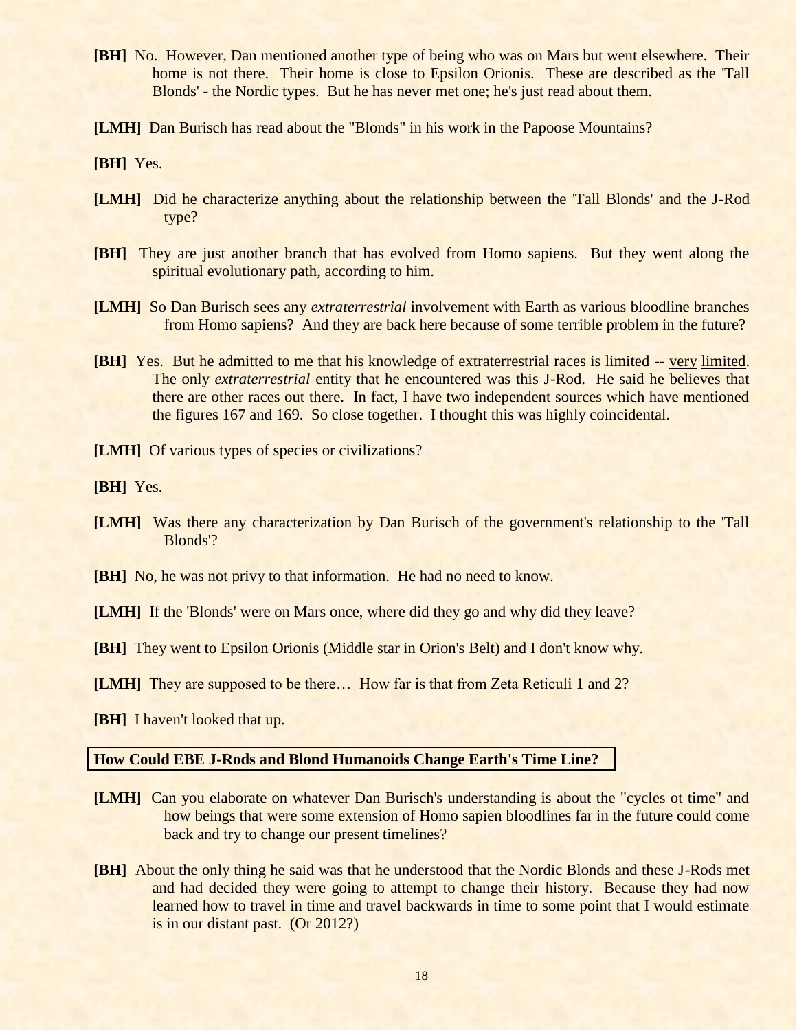**[BH]** No. However, Dan mentioned another type of being who was on Mars but went elsewhere. Their home is not there. Their home is close to Epsilon Orionis. These are described as the 'Tall Blonds' - the Nordic types. But he has never met one; he's just read about them.

**[LMH]** Dan Burisch has read about the "Blonds" in his work in the Papoose Mountains?

**[BH]** Yes.

**[LMH]** Did he characterize anything about the relationship between the 'Tall Blonds' and the J-Rod type?

**[BH]** They are just another branch that has evolved from Homo sapiens. But they went along the spiritual evolutionary path, according to him.

**[LMH]** So Dan Burisch sees any *extraterrestrial* involvement with Earth as various bloodline branches from Homo sapiens? And they are back here because of some terrible problem in the future?

**[BH]** Yes. But he admitted to me that his knowledge of extraterrestrial races is limited -- very limited. The only *extraterrestrial* entity that he encountered was this J-Rod. He said he believes that there are other races out there. In fact, I have two independent sources which have mentioned the figures 167 and 169. So close together. I thought this was highly coincidental.

**[LMH]** Of various types of species or civilizations?

**[BH]** Yes.

**[LMH]** Was there any characterization by Dan Burisch of the government's relationship to the 'Tall Blonds'?

**[BH]** No, he was not privy to that information. He had no need to know.

**[LMH]** If the 'Blonds' were on Mars once, where did they go and why did they leave?

**[BH]** They went to Epsilon Orionis (Middle star in Orion's Belt) and I don't know why.

**[LMH]** They are supposed to be there… How far is that from Zeta Reticuli 1 and 2?

**[BH]** I haven't looked that up.

## How Could EBE J-Rods and Blond Humanoids Change Earth's Time Line?

**[LMH]** Can you elaborate on whatever Dan Burisch's understanding is about the "cycles ot time" and how beings that were some extension of Homo sapien bloodlines far in the future could come back and try to change our present timelines?

**[BH]** About the only thing he said was that he understood that the Nordic Blonds and these J-Rods met and had decided they were going to attempt to change their history. Because they had now learned how to travel in time and travel backwards in time to some point that I would estimate is in our distant past. (Or 2012?)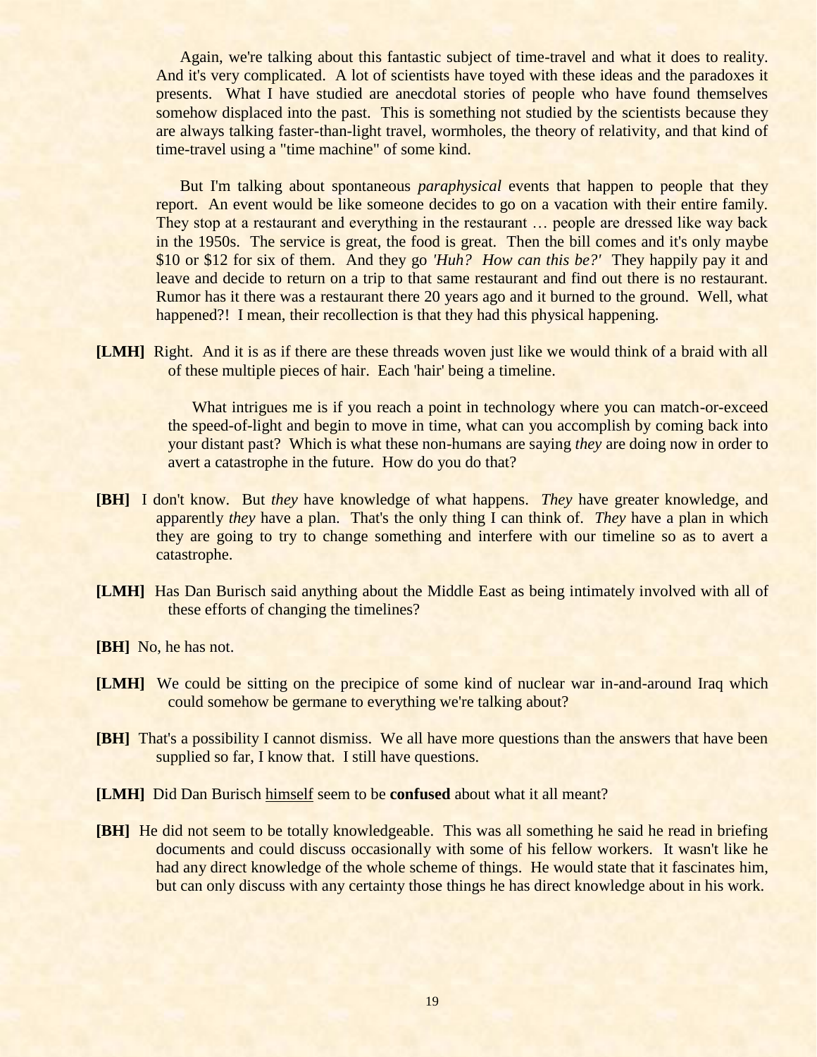Again, we're talking about this fantastic subject of time-travel and what it does to reality. And it's very complicated. A lot of scientists have toyed with these ideas and the paradoxes it presents. What I have studied are anecdotal stories of people who have found themselves somehow displaced into the past. This is something not studied by the scientists because they are always talking faster-than-light travel, wormholes, the theory of relativity, and that kind of time-travel using a "time machine" of some kind.

But I'm talking about spontaneous *paraphysical* events that happen to people that they report. An event would be like someone decides to go on a vacation with their entire family. They stop at a restaurant and everything in the restaurant … people are dressed like way back in the 1950s. The service is great, the food is great. Then the bill comes and it's only maybe $10 or $12 for six of them. And they go *'Huh? How can this be?'* They happily pay it and leave and decide to return on a trip to that same restaurant and find out there is no restaurant. Rumor has it there was a restaurant there 20 years ago and it burned to the ground. Well, what happened?! I mean, their recollection is that they had this physical happening.

**[LMH]** Right. And it is as if there are these threads woven just like we would think of a braid with all of these multiple pieces of hair. Each 'hair' being a timeline.

What intrigues me is if you reach a point in technology where you can match-or-exceed the speed-of-light and begin to move in time, what can you accomplish by coming back into your distant past? Which is what these non-humans are saying *they* are doing now in order to avert a catastrophe in the future. How do you do that?

**[BH]** I don't know. But *they* have knowledge of what happens. *They* have greater knowledge, and apparently *they* have a plan. That's the only thing I can think of. *They* have a plan in which they are going to try to change something and interfere with our timeline so as to avert a catastrophe.

**[LMH]** Has Dan Burisch said anything about the Middle East as being intimately involved with all of these efforts of changing the timelines?

**[BH]** No, he has not.

**[LMH]** We could be sitting on the precipice of some kind of nuclear war in-and-around Iraq which could somehow be germane to everything we're talking about?

**[BH]** That's a possibility I cannot dismiss. We all have more questions than the answers that have been supplied so far, I know that. I still have questions.

**[LMH]** Did Dan Burisch himself seem to be **confused** about what it all meant?

**[BH]** He did not seem to be totally knowledgeable. This was all something he said he read in briefing documents and could discuss occasionally with some of his fellow workers. It wasn't like he had any direct knowledge of the whole scheme of things. He would state that it fascinates him, but can only discuss with any certainty those things he has direct knowledge about in his work.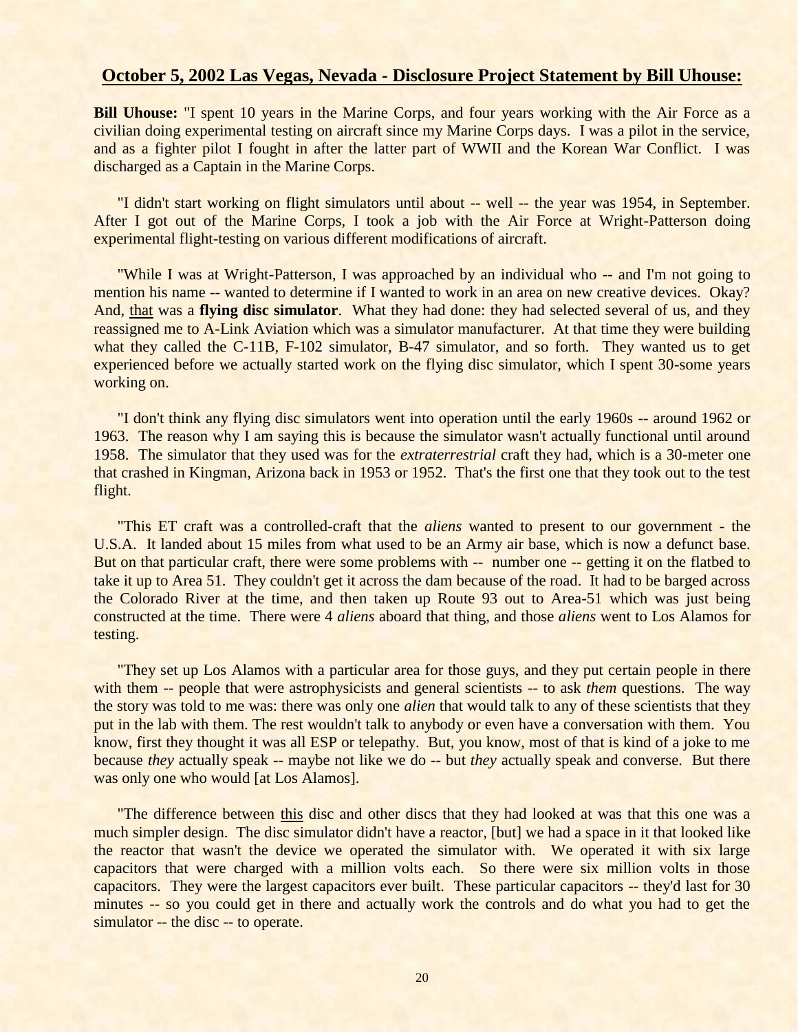## October 5, 2002 Las Vegas, Nevada - Disclosure Project Statement by Bill Uhouse:

**Bill Uhouse:** "I spent 10 years in the Marine Corps, and four years working with the Air Force as a civilian doing experimental testing on aircraft since my Marine Corps days. I was a pilot in the service, and as a fighter pilot I fought in after the latter part of WWII and the Korean War Conflict. I was discharged as a Captain in the Marine Corps.

"I didn't start working on flight simulators until about -- well -- the year was 1954, in September. After I got out of the Marine Corps, I took a job with the Air Force at Wright-Patterson doing experimental flight-testing on various different modifications of aircraft.

"While I was at Wright-Patterson, I was approached by an individual who -- and I'm not going to mention his name -- wanted to determine if I wanted to work in an area on new creative devices. Okay? And, that was a **flying disc simulator**. What they had done: they had selected several of us, and they reassigned me to A-Link Aviation which was a simulator manufacturer. At that time they were building what they called the C-11B, F-102 simulator, B-47 simulator, and so forth. They wanted us to get experienced before we actually started work on the flying disc simulator, which I spent 30-some years working on.

"I don't think any flying disc simulators went into operation until the early 1960s -- around 1962 or 1963. The reason why I am saying this is because the simulator wasn't actually functional until around 1958. The simulator that they used was for the *extraterrestrial* craft they had, which is a 30-meter one that crashed in Kingman, Arizona back in 1953 or 1952. That's the first one that they took out to the test flight.

"This ET craft was a controlled-craft that the *aliens* wanted to present to our government - the U.S.A. It landed about 15 miles from what used to be an Army air base, which is now a defunct base. But on that particular craft, there were some problems with -- number one -- getting it on the flatbed to take it up to Area 51. They couldn't get it across the dam because of the road. It had to be barged across the Colorado River at the time, and then taken up Route 93 out to Area-51 which was just being constructed at the time. There were 4 *aliens* aboard that thing, and those *aliens* went to Los Alamos for testing.

"They set up Los Alamos with a particular area for those guys, and they put certain people in there with them -- people that were astrophysicists and general scientists -- to ask *them* questions. The way the story was told to me was: there was only one *alien* that would talk to any of these scientists that they put in the lab with them. The rest wouldn't talk to anybody or even have a conversation with them. You know, first they thought it was all ESP or telepathy. But, you know, most of that is kind of a joke to me because *they* actually speak -- maybe not like we do -- but *they* actually speak and converse. But there was only one who would [at Los Alamos].

"The difference between this disc and other discs that they had looked at was that this one was a much simpler design. The disc simulator didn't have a reactor, [but] we had a space in it that looked like the reactor that wasn't the device we operated the simulator with. We operated it with six large capacitors that were charged with a million volts each. So there were six million volts in those capacitors. They were the largest capacitors ever built. These particular capacitors -- they'd last for 30 minutes -- so you could get in there and actually work the controls and do what you had to get the simulator -- the disc -- to operate.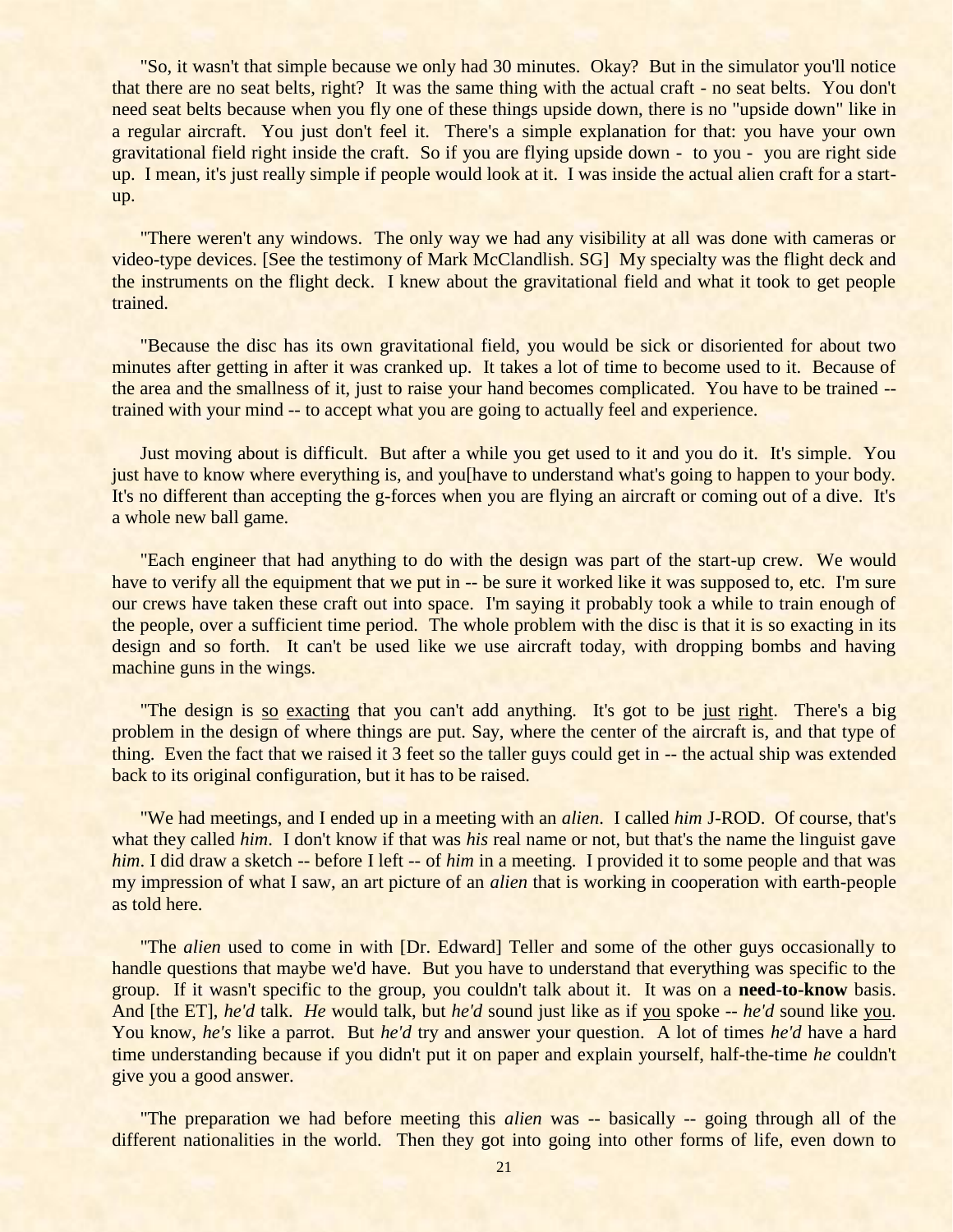"So, it wasn't that simple because we only had 30 minutes. Okay? But in the simulator you'll notice that there are no seat belts, right? It was the same thing with the actual craft - no seat belts. You don't need seat belts because when you fly one of these things upside down, there is no "upside down" like in a regular aircraft. You just don't feel it. There's a simple explanation for that: you have your own gravitational field right inside the craft. So if you are flying upside down - to you - you are right side up. I mean, it's just really simple if people would look at it. I was inside the actual alien craft for a start-up.

"There weren't any windows. The only way we had any visibility at all was done with cameras or video-type devices. [See the testimony of Mark McClandlish. SG] My specialty was the flight deck and the instruments on the flight deck. I knew about the gravitational field and what it took to get people trained.

"Because the disc has its own gravitational field, you would be sick or disoriented for about two minutes after getting in after it was cranked up. It takes a lot of time to become used to it. Because of the area and the smallness of it, just to raise your hand becomes complicated. You have to be trained -- trained with your mind -- to accept what you are going to actually feel and experience.

Just moving about is difficult. But after a while you get used to it and you do it. It's simple. You just have to know where everything is, and you[have to understand what's going to happen to your body. It's no different than accepting the g-forces when you are flying an aircraft or coming out of a dive. It's a whole new ball game.

"Each engineer that had anything to do with the design was part of the start-up crew. We would have to verify all the equipment that we put in -- be sure it worked like it was supposed to, etc. I'm sure our crews have taken these craft out into space. I'm saying it probably took a while to train enough of the people, over a sufficient time period. The whole problem with the disc is that it is so exacting in its design and so forth. It can't be used like we use aircraft today, with dropping bombs and having machine guns in the wings.

"The design is <u>so</u> <u>exacting</u> that you can't add anything. It's got to be <u>just</u> <u>right</u>. There's a big problem in the design of where things are put. Say, where the center of the aircraft is, and that type of thing. Even the fact that we raised it 3 feet so the taller guys could get in -- the actual ship was extended back to its original configuration, but it has to be raised.

"We had meetings, and I ended up in a meeting with an *alien*. I called *him* J-ROD. Of course, that's what they called *him*. I don't know if that was *his* real name or not, but that's the name the linguist gave *him*. I did draw a sketch -- before I left -- of *him* in a meeting. I provided it to some people and that was my impression of what I saw, an art picture of an *alien* that is working in cooperation with earth-people as told here.

"The *alien* used to come in with [Dr. Edward] Teller and some of the other guys occasionally to handle questions that maybe we'd have. But you have to understand that everything was specific to the group. If it wasn't specific to the group, you couldn't talk about it. It was on a **need-to-know** basis. And [the ET], *he'd* talk. *He* would talk, but *he'd* sound just like as if <u>you</u> spoke -- *he'd* sound like <u>you</u>. You know, *he's* like a parrot. But *he'd* try and answer your question. A lot of times *he'd* have a hard time understanding because if you didn't put it on paper and explain yourself, half-the-time *he* couldn't give you a good answer.

"The preparation we had before meeting this *alien* was -- basically -- going through all of the different nationalities in the world. Then they got into going into other forms of life, even down to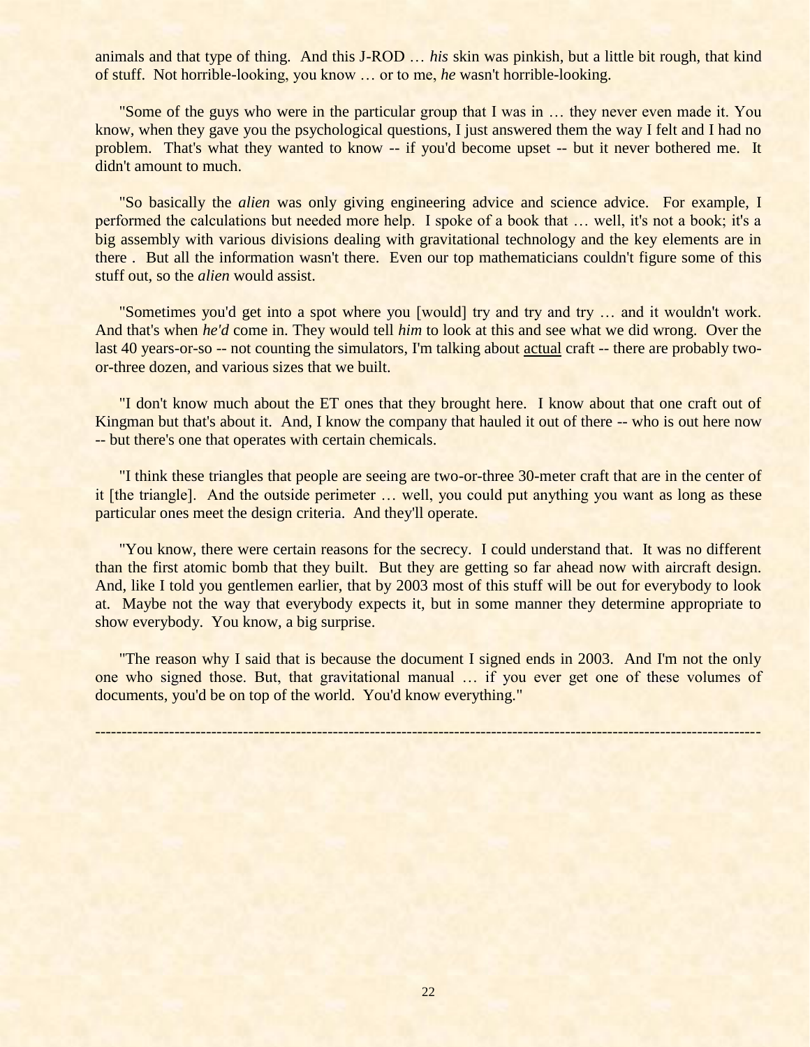animals and that type of thing. And this J-ROD … *his* skin was pinkish, but a little bit rough, that kind of stuff. Not horrible-looking, you know … or to me, *he* wasn't horrible-looking.

"Some of the guys who were in the particular group that I was in … they never even made it. You know, when they gave you the psychological questions, I just answered them the way I felt and I had no problem. That's what they wanted to know -- if you'd become upset -- but it never bothered me. It didn't amount to much.

"So basically the *alien* was only giving engineering advice and science advice. For example, I performed the calculations but needed more help. I spoke of a book that … well, it's not a book; it's a big assembly with various divisions dealing with gravitational technology and the key elements are in there . But all the information wasn't there. Even our top mathematicians couldn't figure some of this stuff out, so the *alien* would assist.

"Sometimes you'd get into a spot where you [would] try and try and try … and it wouldn't work. And that's when *he'd* come in. They would tell *him* to look at this and see what we did wrong. Over the last 40 years-or-so -- not counting the simulators, I'm talking about <u>actual</u> craft -- there are probably two-or-three dozen, and various sizes that we built.

"I don't know much about the ET ones that they brought here. I know about that one craft out of Kingman but that's about it. And, I know the company that hauled it out of there -- who is out here now -- but there's one that operates with certain chemicals.

"I think these triangles that people are seeing are two-or-three 30-meter craft that are in the center of it [the triangle]. And the outside perimeter … well, you could put anything you want as long as these particular ones meet the design criteria. And they'll operate.

"You know, there were certain reasons for the secrecy. I could understand that. It was no different than the first atomic bomb that they built. But they are getting so far ahead now with aircraft design. And, like I told you gentlemen earlier, that by 2003 most of this stuff will be out for everybody to look at. Maybe not the way that everybody expects it, but in some manner they determine appropriate to show everybody. You know, a big surprise.

"The reason why I said that is because the document I signed ends in 2003. And I'm not the only one who signed those. But, that gravitational manual … if you ever get one of these volumes of documents, you'd be on top of the world. You'd know everything."

---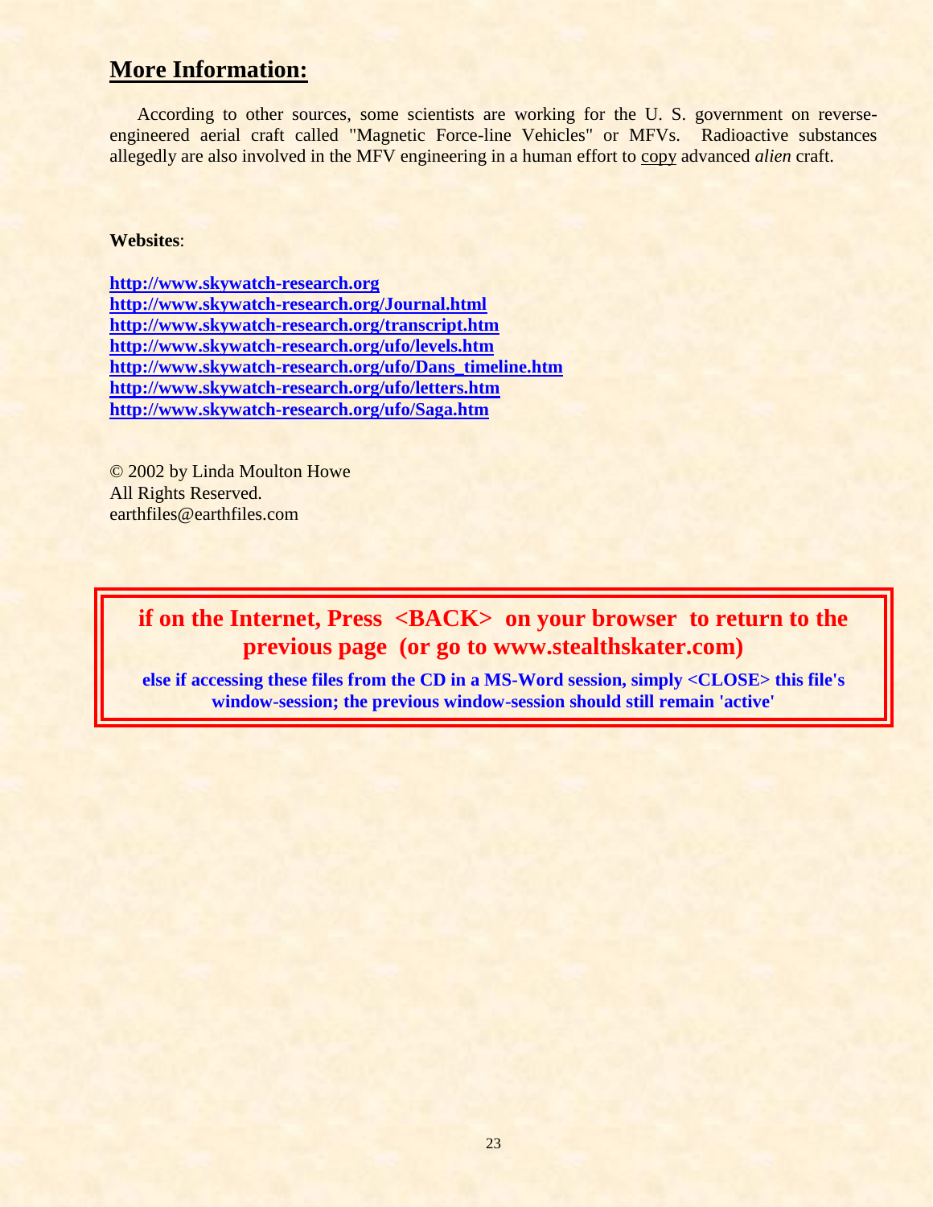## More Information:

According to other sources, some scientists are working for the U. S. government on reverse-engineered aerial craft called "Magnetic Force-line Vehicles" or MFVs. Radioactive substances allegedly are also involved in the MFV engineering in a human effort to copy advanced *alien* craft.

**Websites**:

**http://www.skywatch-research.org**
**http://www.skywatch-research.org/Journal.html**
**http://www.skywatch-research.org/transcript.htm**
**http://www.skywatch-research.org/ufo/levels.htm**
**http://www.skywatch-research.org/ufo/Dans_timeline.htm**
**http://www.skywatch-research.org/ufo/letters.htm**
**http://www.skywatch-research.org/ufo/Saga.htm**

© 2002 by Linda Moulton Howe
All Rights Reserved.
earthfiles@earthfiles.com

**if on the Internet, Press <BACK> on your browser to return to the previous page (or go to www.stealthskater.com)**

**else if accessing these files from the CD in a MS-Word session, simply <CLOSE> this file's window-session; the previous window-session should still remain 'active'**